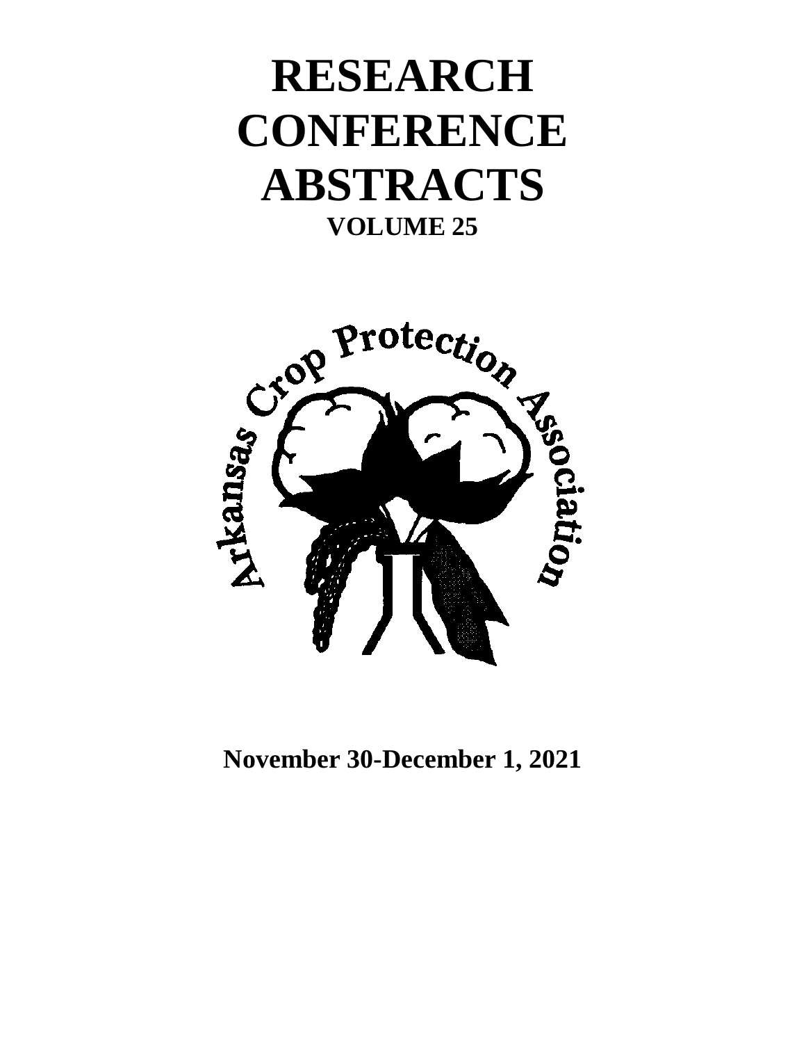# RESEARCH CONFERENCE ABSTRACTS

## VOLUME 25

Arkansas Crop Protection Association

**November 30-December 1, 2021**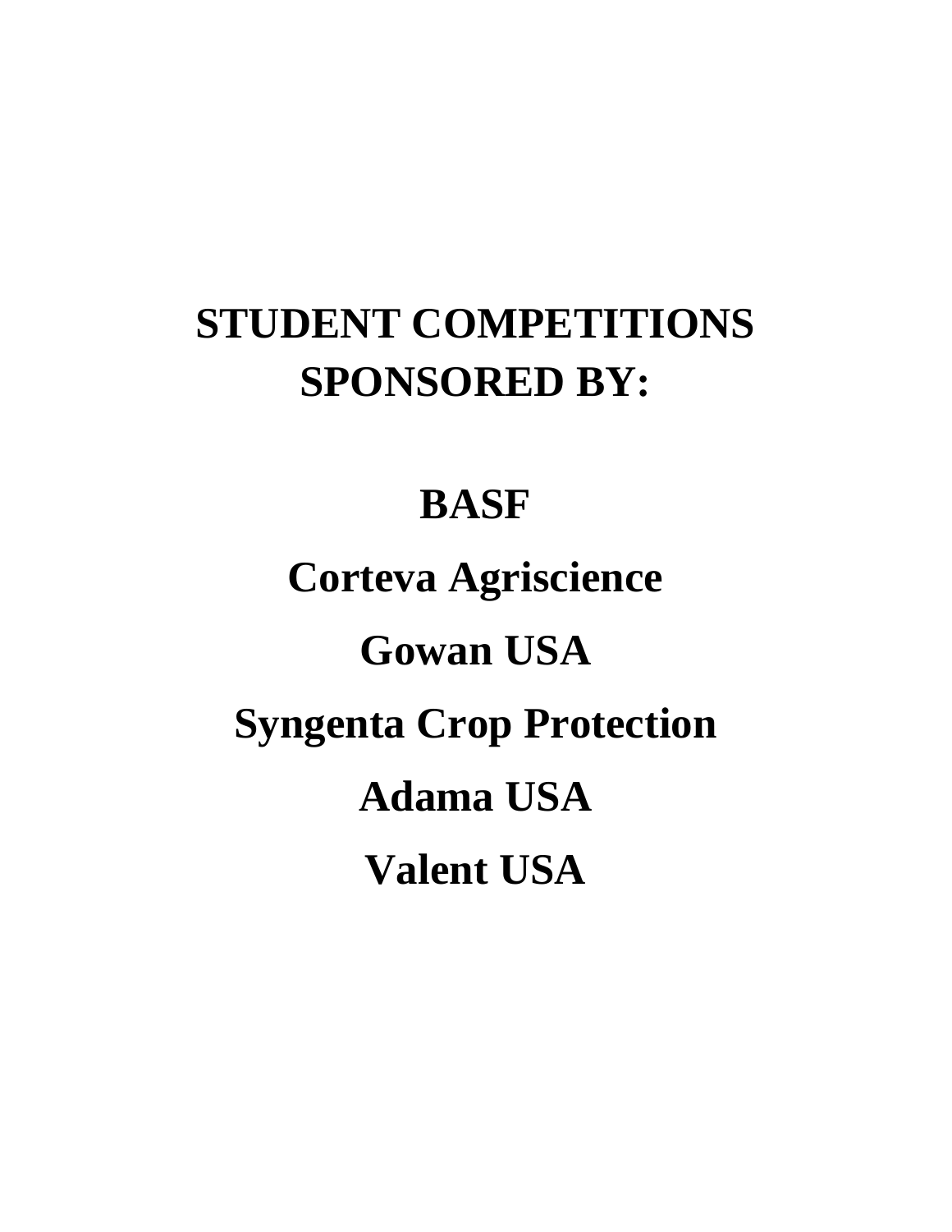# STUDENT COMPETITIONS SPONSORED BY:

**BASF**

**Corteva Agriscience**

**Gowan USA**

**Syngenta Crop Protection**

**Adama USA**

**Valent USA**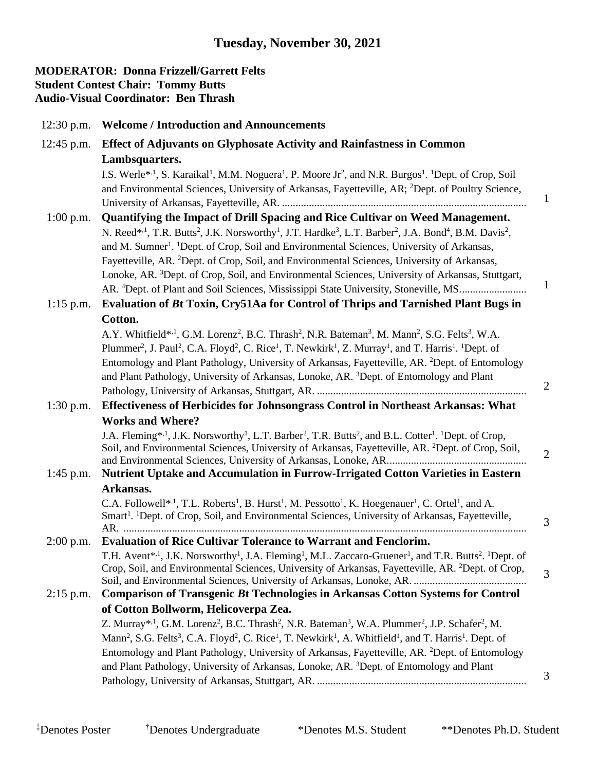# Tuesday, November 30, 2021

**MODERATOR: Donna Frizzell/Garrett Felts**
**Student Contest Chair: Tommy Butts**
**Audio-Visual Coordinator: Ben Thrash**

12:30 p.m. **Welcome / Introduction and Announcements**

12:45 p.m. **Effect of Adjuvants on Glyphosate Activity and Rainfastness in Common Lambsquarters.**
I.S. Werle*[,1], S. Karaikal[1], M.M. Noguera[1], P. Moore Jr[2], and N.R. Burgos[1]. [1]Dept. of Crop, Soil and Environmental Sciences, University of Arkansas, Fayetteville, AR; [2]Dept. of Poultry Science, University of Arkansas, Fayetteville, AR. .......... 1

1:00 p.m. **Quantifying the Impact of Drill Spacing and Rice Cultivar on Weed Management.**
N. Reed*[,1], T.R. Butts[2], J.K. Norsworthy[1], J.T. Hardke[3], L.T. Barber[2], J.A. Bond[4], B.M. Davis[2], and M. Sumner[1]. [1]Dept. of Crop, Soil and Environmental Sciences, University of Arkansas, Fayetteville, AR. [2]Dept. of Crop, Soil, and Environmental Sciences, University of Arkansas, Lonoke, AR. [3]Dept. of Crop, Soil, and Environmental Sciences, University of Arkansas, Stuttgart, AR. [4]Dept. of Plant and Soil Sciences, Mississippi State University, Stoneville, MS.......... 1

1:15 p.m. **Evaluation of *B*t Toxin, Cry51Aa for Control of Thrips and Tarnished Plant Bugs in Cotton.**
A.Y. Whitfield*[,1], G.M. Lorenz[2], B.C. Thrash[2], N.R. Bateman[3], M. Mann[2], S.G. Felts[3], W.A. Plummer[2], J. Paul[2], C.A. Floyd[2], C. Rice[1], T. Newkirk[1], Z. Murray[1], and T. Harris[1]. [1]Dept. of Entomology and Plant Pathology, University of Arkansas, Fayetteville, AR. [2]Dept. of Entomology and Plant Pathology, University of Arkansas, Lonoke, AR. [3]Dept. of Entomology and Plant Pathology, University of Arkansas, Stuttgart, AR. .......... 2

1:30 p.m. **Effectiveness of Herbicides for Johnsongrass Control in Northeast Arkansas: What Works and Where?**
J.A. Fleming*[,1], J.K. Norsworthy[1], L.T. Barber[2], T.R. Butts[2], and B.L. Cotter[1]. [1]Dept. of Crop, Soil, and Environmental Sciences, University of Arkansas, Fayetteville, AR. [2]Dept. of Crop, Soil, and Environmental Sciences, University of Arkansas, Lonoke, AR.......... 2

1:45 p.m. **Nutrient Uptake and Accumulation in Furrow-Irrigated Cotton Varieties in Eastern Arkansas.**
C.A. Followell*[,1], T.L. Roberts[1], B. Hurst[1], M. Pessotto[1], K. Hoegenauer[1], C. Ortel[1], and A. Smart[1]. [1]Dept. of Crop, Soil, and Environmental Sciences, University of Arkansas, Fayetteville, AR. .......... 3

2:00 p.m. **Evaluation of Rice Cultivar Tolerance to Warrant and Fenclorim.**
T.H. Avent*[,1], J.K. Norsworthy[1], J.A. Fleming[1], M.L. Zaccaro-Gruener[1], and T.R. Butts[2]. [1]Dept. of Crop, Soil, and Environmental Sciences, University of Arkansas, Fayetteville, AR. [2]Dept. of Crop, Soil, and Environmental Sciences, University of Arkansas, Lonoke, AR. .......... 3

2:15 p.m. **Comparison of Transgenic *B*t Technologies in Arkansas Cotton Systems for Control of Cotton Bollworm, Helicoverpa Zea.**
Z. Murray*[,1], G.M. Lorenz[2], B.C. Thrash[2], N.R. Bateman[3], W.A. Plummer[2], J.P. Schafer[2], M. Mann[2], S.G. Felts[3], C.A. Floyd[2], C. Rice[1], T. Newkirk[1], A. Whitfield[1], and T. Harris[1]. Dept. of Entomology and Plant Pathology, University of Arkansas, Fayetteville, AR. [2]Dept. of Entomology and Plant Pathology, University of Arkansas, Lonoke, AR. [3]Dept. of Entomology and Plant Pathology, University of Arkansas, Stuttgart, AR. .......... 3

‡Denotes Poster †Denotes Undergraduate *Denotes M.S. Student **Denotes Ph.D. Student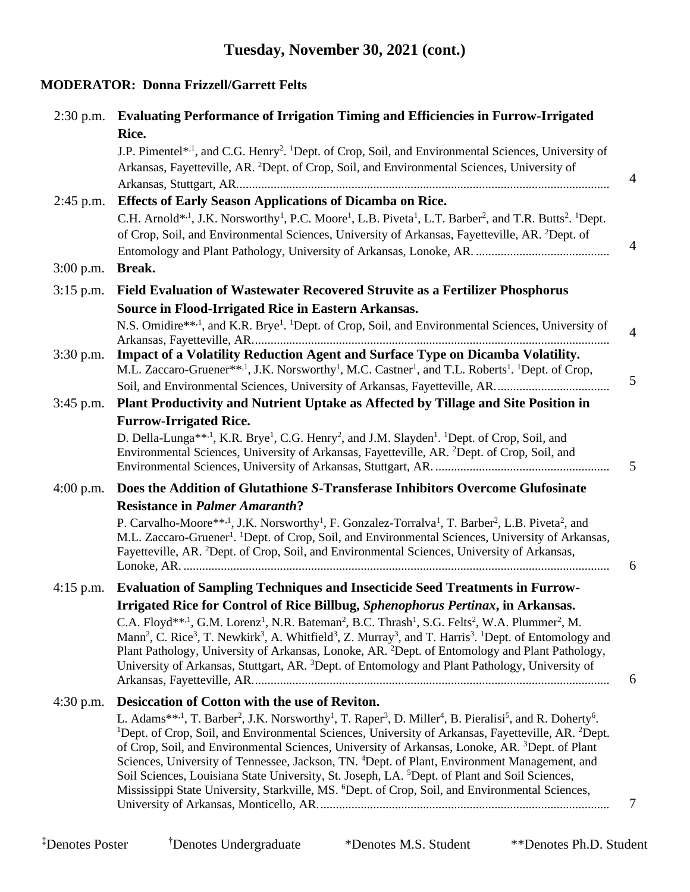## Tuesday, November 30, 2021 (cont.)

**MODERATOR: Donna Frizzell/Garrett Felts**

2:30 p.m. **Evaluating Performance of Irrigation Timing and Efficiencies in Furrow-Irrigated Rice.**
J.P. Pimentel*,[1], and C.G. Henry[2]. [1]Dept. of Crop, Soil, and Environmental Sciences, University of Arkansas, Fayetteville, AR. [2]Dept. of Crop, Soil, and Environmental Sciences, University of Arkansas, Stuttgart, AR. .......... 4

2:45 p.m. **Effects of Early Season Applications of Dicamba on Rice.**
C.H. Arnold*,[1], J.K. Norsworthy[1], P.C. Moore[1], L.B. Piveta[1], L.T. Barber[2], and T.R. Butts[2]. [1]Dept. of Crop, Soil, and Environmental Sciences, University of Arkansas, Fayetteville, AR. [2]Dept. of Entomology and Plant Pathology, University of Arkansas, Lonoke, AR. .......... 4

3:00 p.m. **Break.**

3:15 p.m. **Field Evaluation of Wastewater Recovered Struvite as a Fertilizer Phosphorus Source in Flood-Irrigated Rice in Eastern Arkansas.**
N.S. Omidire**,[1], and K.R. Brye[1]. [1]Dept. of Crop, Soil, and Environmental Sciences, University of Arkansas, Fayetteville, AR. .......... 4

3:30 p.m. **Impact of a Volatility Reduction Agent and Surface Type on Dicamba Volatility.**
M.L. Zaccaro-Gruener**,[1], J.K. Norsworthy[1], M.C. Castner[1], and T.L. Roberts[1]. [1]Dept. of Crop, Soil, and Environmental Sciences, University of Arkansas, Fayetteville, AR. .......... 5

3:45 p.m. **Plant Productivity and Nutrient Uptake as Affected by Tillage and Site Position in Furrow-Irrigated Rice.**
D. Della-Lunga**,[1], K.R. Brye[1], C.G. Henry[2], and J.M. Slayden[1]. [1]Dept. of Crop, Soil, and Environmental Sciences, University of Arkansas, Fayetteville, AR. [2]Dept. of Crop, Soil, and Environmental Sciences, University of Arkansas, Stuttgart, AR. .......... 5

4:00 p.m. **Does the Addition of Glutathione *S*-Transferase Inhibitors Overcome Glufosinate Resistance in *Palmer Amaranth*?**
P. Carvalho-Moore**,[1], J.K. Norsworthy[1], F. Gonzalez-Torralva[1], T. Barber[2], L.B. Piveta[2], and M.L. Zaccaro-Gruener[1]. [1]Dept. of Crop, Soil, and Environmental Sciences, University of Arkansas, Fayetteville, AR. [2]Dept. of Crop, Soil, and Environmental Sciences, University of Arkansas, Lonoke, AR. .......... 6

4:15 p.m. **Evaluation of Sampling Techniques and Insecticide Seed Treatments in Furrow-Irrigated Rice for Control of Rice Billbug, *Sphenophorus Pertinax*, in Arkansas.**
C.A. Floyd**,[1], G.M. Lorenz[1], N.R. Bateman[2], B.C. Thrash[1], S.G. Felts[2], W.A. Plummer[2], M. Mann[2], C. Rice[3], T. Newkirk[3], A. Whitfield[3], Z. Murray[3], and T. Harris[3]. [1]Dept. of Entomology and Plant Pathology, University of Arkansas, Lonoke, AR. [2]Dept. of Entomology and Plant Pathology, University of Arkansas, Stuttgart, AR. [3]Dept. of Entomology and Plant Pathology, University of Arkansas, Fayetteville, AR. .......... 6

4:30 p.m. **Desiccation of Cotton with the use of Reviton.**
L. Adams**,[1], T. Barber[2], J.K. Norsworthy[1], T. Raper[3], D. Miller[4], B. Pieralisi[5], and R. Doherty[6]. [1]Dept. of Crop, Soil, and Environmental Sciences, University of Arkansas, Fayetteville, AR. [2]Dept. of Crop, Soil, and Environmental Sciences, University of Arkansas, Lonoke, AR. [3]Dept. of Plant Sciences, University of Tennessee, Jackson, TN. [4]Dept. of Plant, Environment Management, and Soil Sciences, Louisiana State University, St. Joseph, LA. [5]Dept. of Plant and Soil Sciences, Mississippi State University, Starkville, MS. [6]Dept. of Crop, Soil, and Environmental Sciences, University of Arkansas, Monticello, AR. .......... 7

‡Denotes Poster  †Denotes Undergraduate  *Denotes M.S. Student  **Denotes Ph.D. Student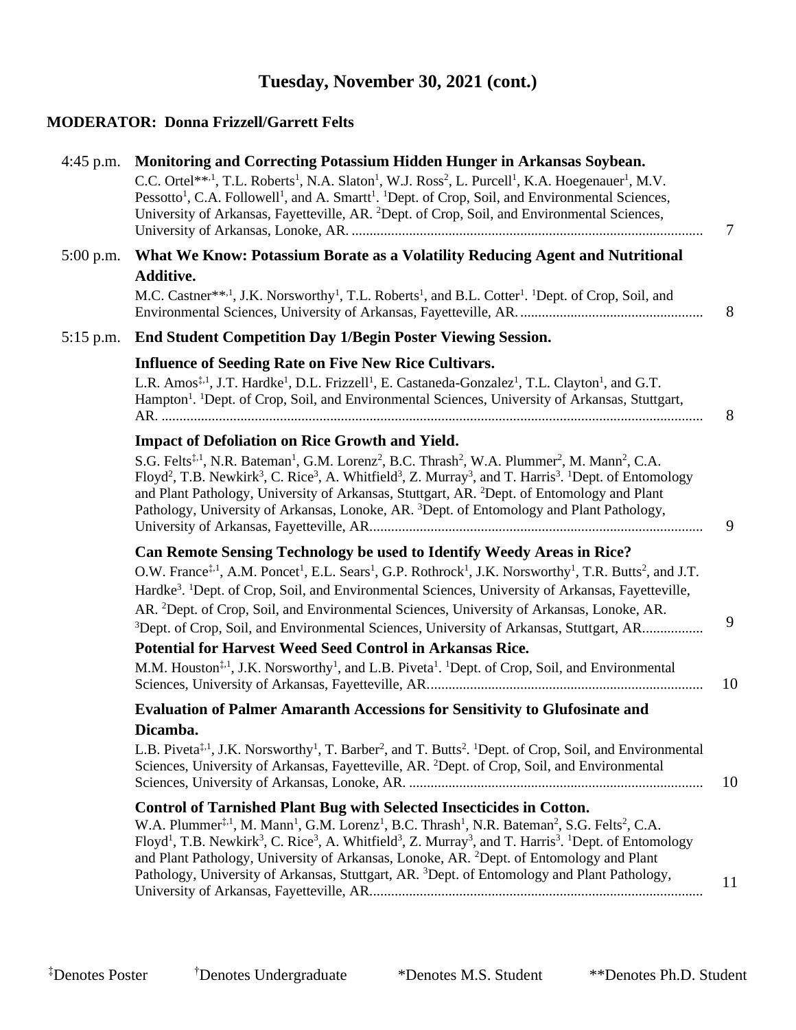## Tuesday, November 30, 2021 (cont.)

**MODERATOR: Donna Frizzell/Garrett Felts**

4:45 p.m. **Monitoring and Correcting Potassium Hidden Hunger in Arkansas Soybean.**
C.C. Ortel**,[1], T.L. Roberts[1], N.A. Slaton[1], W.J. Ross[2], L. Purcell[1], K.A. Hoegenauer[1], M.V. Pessotto[1], C.A. Followell[1], and A. Smartt[1]. [1]Dept. of Crop, Soil, and Environmental Sciences, University of Arkansas, Fayetteville, AR. [2]Dept. of Crop, Soil, and Environmental Sciences, University of Arkansas, Lonoke, AR. ........ 7

5:00 p.m. **What We Know: Potassium Borate as a Volatility Reducing Agent and Nutritional Additive.**
M.C. Castner**,[1], J.K. Norsworthy[1], T.L. Roberts[1], and B.L. Cotter[1]. [1]Dept. of Crop, Soil, and Environmental Sciences, University of Arkansas, Fayetteville, AR. ........ 8

5:15 p.m. **End Student Competition Day 1/Begin Poster Viewing Session.**

**Influence of Seeding Rate on Five New Rice Cultivars.**
L.R. Amos‡,[1], J.T. Hardke[1], D.L. Frizzell[1], E. Castaneda-Gonzalez[1], T.L. Clayton[1], and G.T. Hampton[1]. [1]Dept. of Crop, Soil, and Environmental Sciences, University of Arkansas, Stuttgart, AR. ........ 8

**Impact of Defoliation on Rice Growth and Yield.**
S.G. Felts‡,[1], N.R. Bateman[1], G.M. Lorenz[2], B.C. Thrash[2], W.A. Plummer[2], M. Mann[2], C.A. Floyd[2], T.B. Newkirk[3], C. Rice[3], A. Whitfield[3], Z. Murray[3], and T. Harris[3]. [1]Dept. of Entomology and Plant Pathology, University of Arkansas, Stuttgart, AR. [2]Dept. of Entomology and Plant Pathology, University of Arkansas, Lonoke, AR. [3]Dept. of Entomology and Plant Pathology, University of Arkansas, Fayetteville, AR. ........ 9

**Can Remote Sensing Technology be used to Identify Weedy Areas in Rice?**
O.W. France‡,[1], A.M. Poncet[1], E.L. Sears[1], G.P. Rothrock[1], J.K. Norsworthy[1], T.R. Butts[2], and J.T. Hardke[3]. [1]Dept. of Crop, Soil, and Environmental Sciences, University of Arkansas, Fayetteville, AR. [2]Dept. of Crop, Soil, and Environmental Sciences, University of Arkansas, Lonoke, AR. [3]Dept. of Crop, Soil, and Environmental Sciences, University of Arkansas, Stuttgart, AR. ........ 9

**Potential for Harvest Weed Seed Control in Arkansas Rice.**
M.M. Houston‡,[1], J.K. Norsworthy[1], and L.B. Piveta[1]. [1]Dept. of Crop, Soil, and Environmental Sciences, University of Arkansas, Fayetteville, AR. ........ 10

**Evaluation of Palmer Amaranth Accessions for Sensitivity to Glufosinate and Dicamba.**
L.B. Piveta‡,[1], J.K. Norsworthy[1], T. Barber[2], and T. Butts[2]. [1]Dept. of Crop, Soil, and Environmental Sciences, University of Arkansas, Fayetteville, AR. [2]Dept. of Crop, Soil, and Environmental Sciences, University of Arkansas, Lonoke, AR. ........ 10

**Control of Tarnished Plant Bug with Selected Insecticides in Cotton.**
W.A. Plummer‡,[1], M. Mann[1], G.M. Lorenz[1], B.C. Thrash[1], N.R. Bateman[2], S.G. Felts[2], C.A. Floyd[1], T.B. Newkirk[3], C. Rice[3], A. Whitfield[3], Z. Murray[3], and T. Harris[3]. [1]Dept. of Entomology and Plant Pathology, University of Arkansas, Lonoke, AR. [2]Dept. of Entomology and Plant Pathology, University of Arkansas, Stuttgart, AR. [3]Dept. of Entomology and Plant Pathology, University of Arkansas, Fayetteville, AR. ........ 11

‡Denotes Poster †Denotes Undergraduate *Denotes M.S. Student **Denotes Ph.D. Student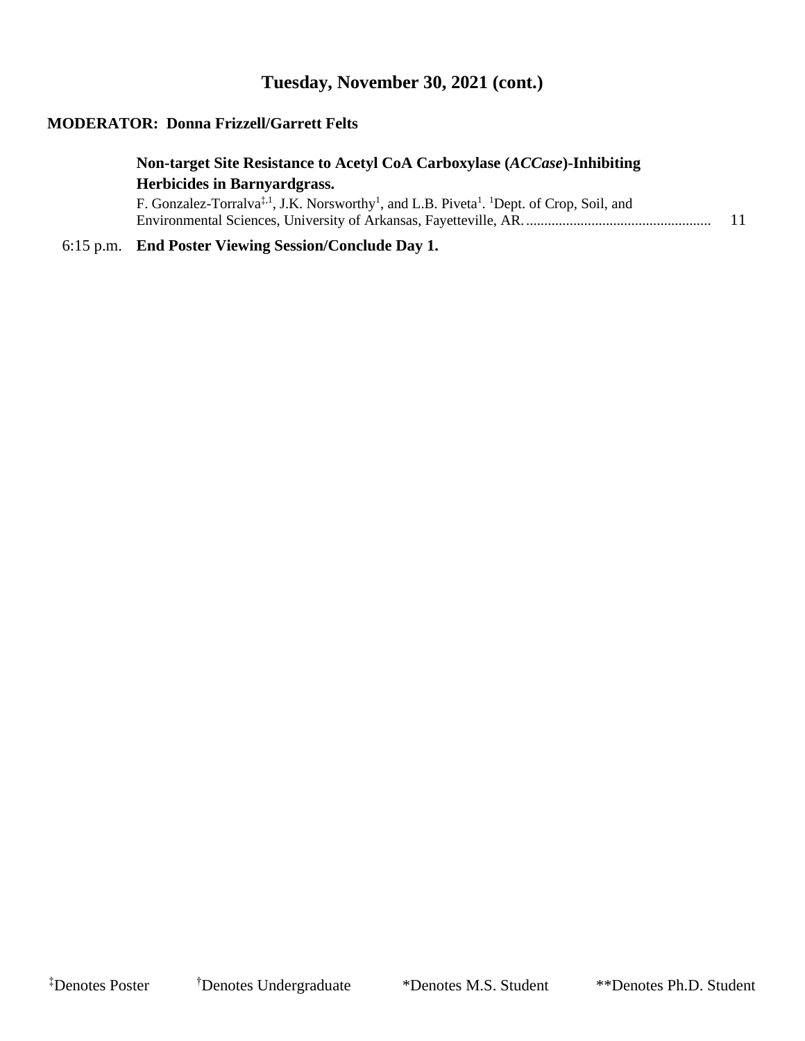## Tuesday, November 30, 2021 (cont.)

**MODERATOR: Donna Frizzell/Garrett Felts**

**Non-target Site Resistance to Acetyl CoA Carboxylase (*ACCase*)-Inhibiting Herbicides in Barnyardgrass.**
F. Gonzalez-Torralva[‡,1], J.K. Norsworthy[1], and L.B. Piveta[1]. [1]Dept. of Crop, Soil, and Environmental Sciences, University of Arkansas, Fayetteville, AR. .................................................... 11

6:15 p.m. **End Poster Viewing Session/Conclude Day 1.**

[‡]Denotes Poster [†]Denotes Undergraduate *Denotes M.S. Student **Denotes Ph.D. Student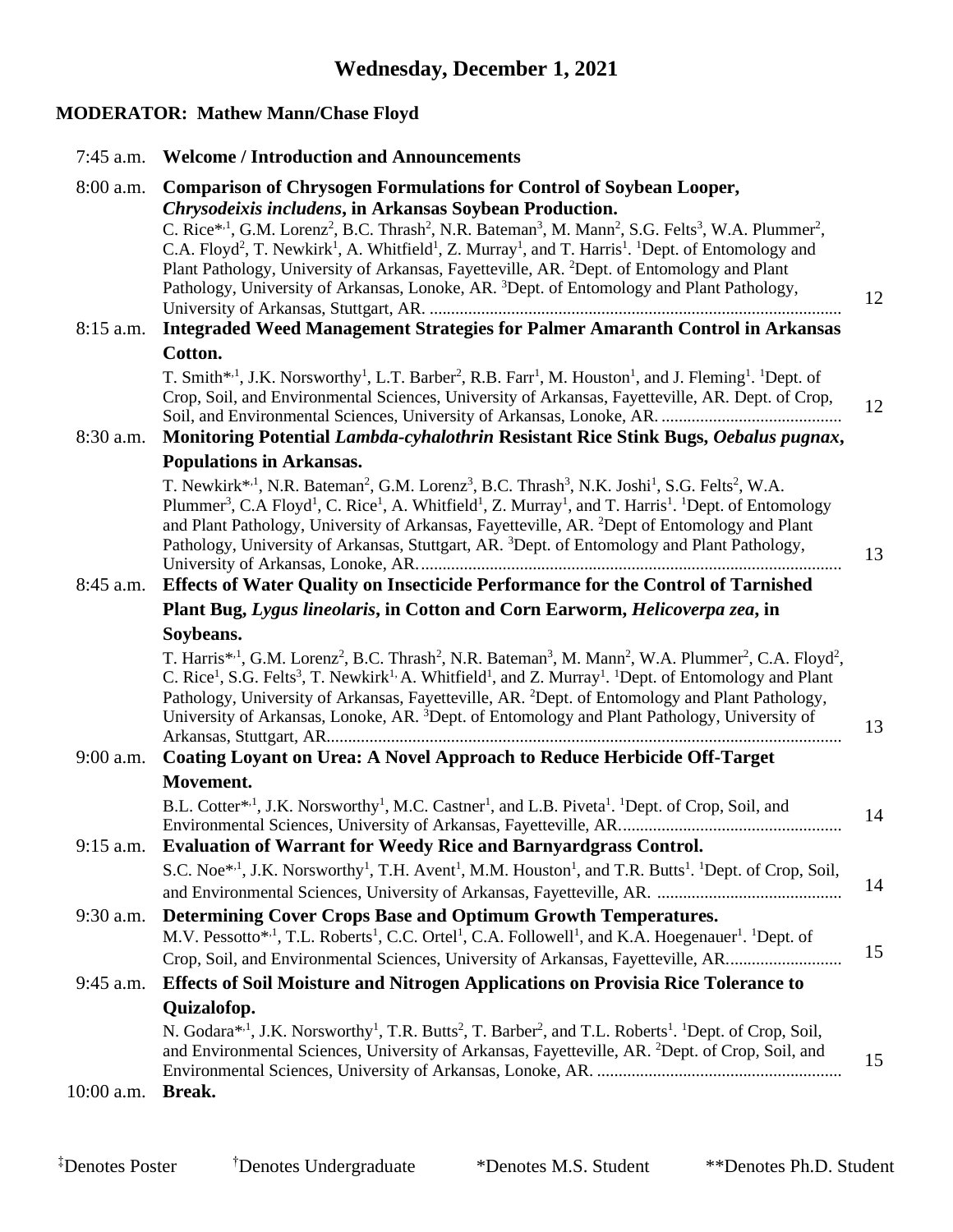# Wednesday, December 1, 2021

**MODERATOR: Mathew Mann/Chase Floyd**

7:45 a.m. **Welcome / Introduction and Announcements**

8:00 a.m. **Comparison of Chrysogen Formulations for Control of Soybean Looper, *Chrysodeixis includens*, in Arkansas Soybean Production.**
C. Rice*[,1], G.M. Lorenz[2], B.C. Thrash[2], N.R. Bateman[3], M. Mann[2], S.G. Felts[3], W.A. Plummer[2], C.A. Floyd[2], T. Newkirk[1], A. Whitfield[1], Z. Murray[1], and T. Harris[1]. [1]Dept. of Entomology and Plant Pathology, University of Arkansas, Fayetteville, AR. [2]Dept. of Entomology and Plant Pathology, University of Arkansas, Lonoke, AR. [3]Dept. of Entomology and Plant Pathology, University of Arkansas, Stuttgart, AR. ........ 12

8:15 a.m. **Integraded Weed Management Strategies for Palmer Amaranth Control in Arkansas Cotton.**
T. Smith*[,1], J.K. Norsworthy[1], L.T. Barber[2], R.B. Farr[1], M. Houston[1], and J. Fleming[1]. [1]Dept. of Crop, Soil, and Environmental Sciences, University of Arkansas, Fayetteville, AR. Dept. of Crop, Soil, and Environmental Sciences, University of Arkansas, Lonoke, AR. ........ 12

8:30 a.m. **Monitoring Potential *Lambda-cyhalothrin* Resistant Rice Stink Bugs, *Oebalus pugnax*, Populations in Arkansas.**
T. Newkirk*[,1], N.R. Bateman[2], G.M. Lorenz[3], B.C. Thrash[3], N.K. Joshi[1], S.G. Felts[2], W.A. Plummer[3], C.A Floyd[1], C. Rice[1], A. Whitfield[1], Z. Murray[1], and T. Harris[1]. [1]Dept. of Entomology and Plant Pathology, University of Arkansas, Fayetteville, AR. [2]Dept of Entomology and Plant Pathology, University of Arkansas, Stuttgart, AR. [3]Dept. of Entomology and Plant Pathology, University of Arkansas, Lonoke, AR. ........ 13

8:45 a.m. **Effects of Water Quality on Insecticide Performance for the Control of Tarnished Plant Bug, *Lygus lineolaris*, in Cotton and Corn Earworm, *Helicoverpa zea*, in Soybeans.**
T. Harris*[,1], G.M. Lorenz[2], B.C. Thrash[2], N.R. Bateman[3], M. Mann[2], W.A. Plummer[2], C.A. Floyd[2], C. Rice[1], S.G. Felts[3], T. Newkirk[1,] A. Whitfield[1], and Z. Murray[1]. [1]Dept. of Entomology and Plant Pathology, University of Arkansas, Fayetteville, AR. [2]Dept. of Entomology and Plant Pathology, University of Arkansas, Lonoke, AR. [3]Dept. of Entomology and Plant Pathology, University of Arkansas, Stuttgart, AR. ........ 13

9:00 a.m. **Coating Loyant on Urea: A Novel Approach to Reduce Herbicide Off-Target Movement.**
B.L. Cotter*[,1], J.K. Norsworthy[1], M.C. Castner[1], and L.B. Piveta[1]. [1]Dept. of Crop, Soil, and Environmental Sciences, University of Arkansas, Fayetteville, AR. ........ 14

9:15 a.m. **Evaluation of Warrant for Weedy Rice and Barnyardgrass Control.**
S.C. Noe*[,1], J.K. Norsworthy[1], T.H. Avent[1], M.M. Houston[1], and T.R. Butts[1]. [1]Dept. of Crop, Soil, and Environmental Sciences, University of Arkansas, Fayetteville, AR. ........ 14

9:30 a.m. **Determining Cover Crops Base and Optimum Growth Temperatures.**
M.V. Pessotto*[,1], T.L. Roberts[1], C.C. Ortel[1], C.A. Followell[1], and K.A. Hoegenauer[1]. [1]Dept. of Crop, Soil, and Environmental Sciences, University of Arkansas, Fayetteville, AR. ........ 15

9:45 a.m. **Effects of Soil Moisture and Nitrogen Applications on Provisia Rice Tolerance to Quizalofop.**
N. Godara*[,1], J.K. Norsworthy[1], T.R. Butts[2], T. Barber[2], and T.L. Roberts[1]. [1]Dept. of Crop, Soil, and Environmental Sciences, University of Arkansas, Fayetteville, AR. [2]Dept. of Crop, Soil, and Environmental Sciences, University of Arkansas, Lonoke, AR. ........ 15

10:00 a.m. **Break.**

‡Denotes Poster †Denotes Undergraduate *Denotes M.S. Student **Denotes Ph.D. Student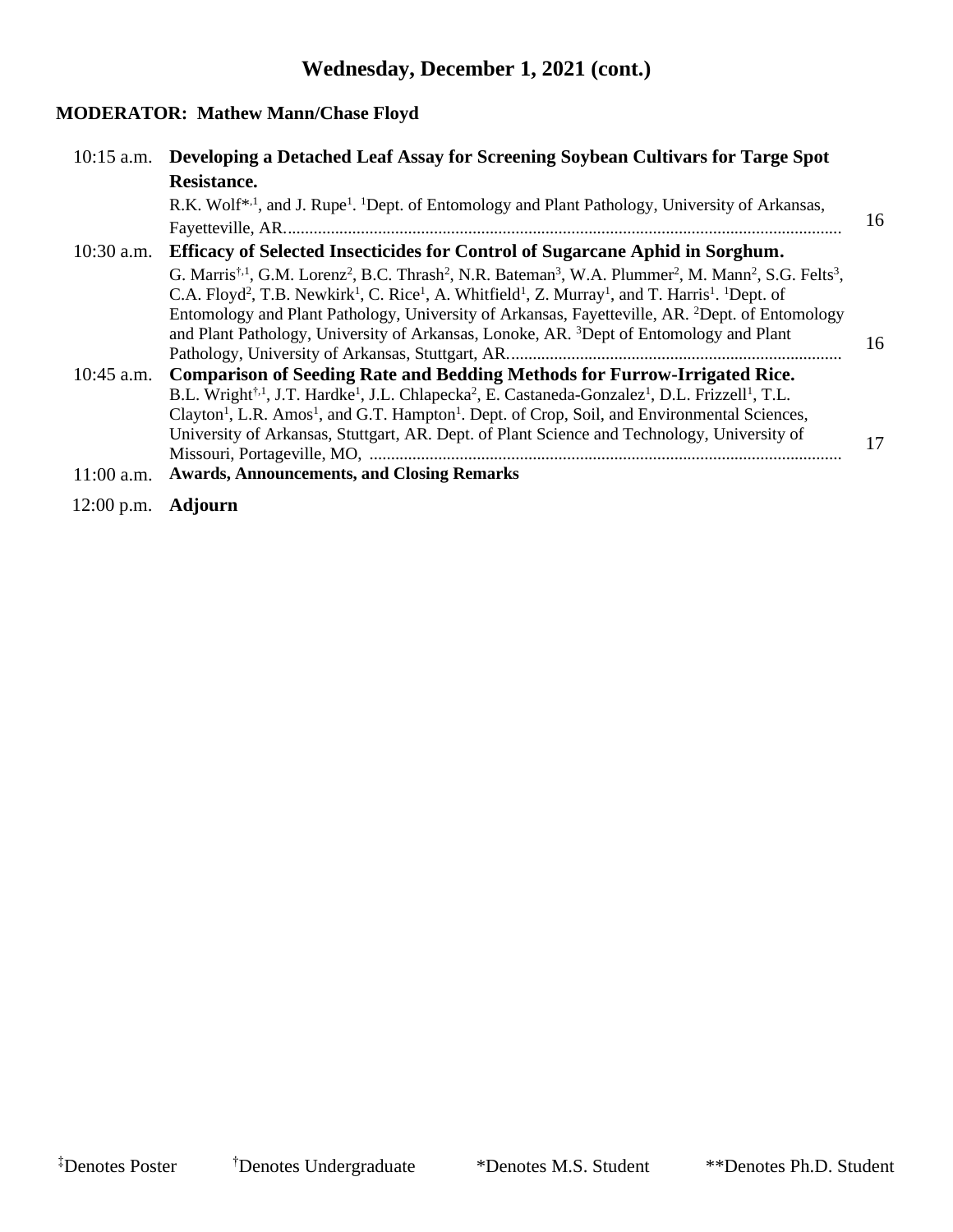## Wednesday, December 1, 2021 (cont.)

**MODERATOR: Mathew Mann/Chase Floyd**

10:15 a.m. **Developing a Detached Leaf Assay for Screening Soybean Cultivars for Targe Spot Resistance.**
R.K. Wolf*[,1], and J. Rupe[1]. [1]Dept. of Entomology and Plant Pathology, University of Arkansas, Fayetteville, AR................................................................................................................ 16

10:30 a.m. **Efficacy of Selected Insecticides for Control of Sugarcane Aphid in Sorghum.**
G. Marris[†,1], G.M. Lorenz[2], B.C. Thrash[2], N.R. Bateman[3], W.A. Plummer[2], M. Mann[2], S.G. Felts[3], C.A. Floyd[2], T.B. Newkirk[1], C. Rice[1], A. Whitfield[1], Z. Murray[1], and T. Harris[1]. [1]Dept. of Entomology and Plant Pathology, University of Arkansas, Fayetteville, AR. [2]Dept. of Entomology and Plant Pathology, University of Arkansas, Lonoke, AR. [3]Dept of Entomology and Plant Pathology, University of Arkansas, Stuttgart, AR............................................................................ 16

10:45 a.m. **Comparison of Seeding Rate and Bedding Methods for Furrow-Irrigated Rice.**
B.L. Wright[†,1], J.T. Hardke[1], J.L. Chlapecka[2], E. Castaneda-Gonzalez[1], D.L. Frizzell[1], T.L. Clayton[1], L.R. Amos[1], and G.T. Hampton[1]. Dept. of Crop, Soil, and Environmental Sciences, University of Arkansas, Stuttgart, AR. Dept. of Plant Science and Technology, University of Missouri, Portageville, MO, ............................................................................................................ 17

11:00 a.m. **Awards, Announcements, and Closing Remarks**

12:00 p.m. **Adjourn**

‡Denotes Poster †Denotes Undergraduate *Denotes M.S. Student **Denotes Ph.D. Student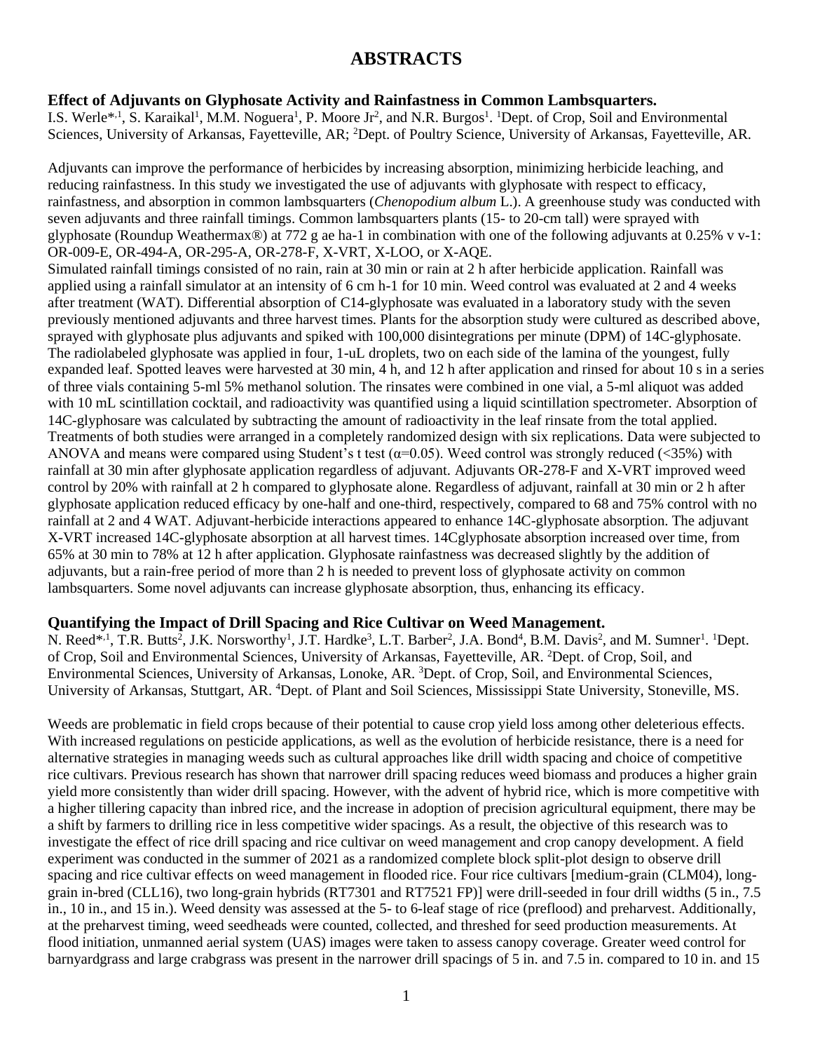# ABSTRACTS

### Effect of Adjuvants on Glyphosate Activity and Rainfastness in Common Lambsquarters.

I.S. Werle*[,1], S. Karaikal[1], M.M. Noguera[1], P. Moore Jr[2], and N.R. Burgos[1]. [1]Dept. of Crop, Soil and Environmental Sciences, University of Arkansas, Fayetteville, AR; [2]Dept. of Poultry Science, University of Arkansas, Fayetteville, AR.

Adjuvants can improve the performance of herbicides by increasing absorption, minimizing herbicide leaching, and reducing rainfastness. In this study we investigated the use of adjuvants with glyphosate with respect to efficacy, rainfastness, and absorption in common lambsquarters (*Chenopodium album* L.). A greenhouse study was conducted with seven adjuvants and three rainfall timings. Common lambsquarters plants (15- to 20-cm tall) were sprayed with glyphosate (Roundup Weathermax®) at 772 g ae ha-1 in combination with one of the following adjuvants at 0.25% v v-1: OR-009-E, OR-494-A, OR-295-A, OR-278-F, X-VRT, X-LOO, or X-AQE.
Simulated rainfall timings consisted of no rain, rain at 30 min or rain at 2 h after herbicide application. Rainfall was applied using a rainfall simulator at an intensity of 6 cm h-1 for 10 min. Weed control was evaluated at 2 and 4 weeks after treatment (WAT). Differential absorption of C14-glyphosate was evaluated in a laboratory study with the seven previously mentioned adjuvants and three harvest times. Plants for the absorption study were cultured as described above, sprayed with glyphosate plus adjuvants and spiked with 100,000 disintegrations per minute (DPM) of 14C-glyphosate. The radiolabeled glyphosate was applied in four, 1-uL droplets, two on each side of the lamina of the youngest, fully expanded leaf. Spotted leaves were harvested at 30 min, 4 h, and 12 h after application and rinsed for about 10 s in a series of three vials containing 5-ml 5% methanol solution. The rinsates were combined in one vial, a 5-ml aliquot was added with 10 mL scintillation cocktail, and radioactivity was quantified using a liquid scintillation spectrometer. Absorption of 14C-glyphosare was calculated by subtracting the amount of radioactivity in the leaf rinsate from the total applied. Treatments of both studies were arranged in a completely randomized design with six replications. Data were subjected to ANOVA and means were compared using Student's t test ($\alpha$=0.05). Weed control was strongly reduced (<35%) with rainfall at 30 min after glyphosate application regardless of adjuvant. Adjuvants OR-278-F and X-VRT improved weed control by 20% with rainfall at 2 h compared to glyphosate alone. Regardless of adjuvant, rainfall at 30 min or 2 h after glyphosate application reduced efficacy by one-half and one-third, respectively, compared to 68 and 75% control with no rainfall at 2 and 4 WAT. Adjuvant-herbicide interactions appeared to enhance 14C-glyphosate absorption. The adjuvant X-VRT increased 14C-glyphosate absorption at all harvest times. 14Cglyphosate absorption increased over time, from 65% at 30 min to 78% at 12 h after application. Glyphosate rainfastness was decreased slightly by the addition of adjuvants, but a rain-free period of more than 2 h is needed to prevent loss of glyphosate activity on common lambsquarters. Some novel adjuvants can increase glyphosate absorption, thus, enhancing its efficacy.

### Quantifying the Impact of Drill Spacing and Rice Cultivar on Weed Management.

N. Reed*[,1], T.R. Butts[2], J.K. Norsworthy[1], J.T. Hardke[3], L.T. Barber[2], J.A. Bond[4], B.M. Davis[2], and M. Sumner[1]. [1]Dept. of Crop, Soil and Environmental Sciences, University of Arkansas, Fayetteville, AR. [2]Dept. of Crop, Soil, and Environmental Sciences, University of Arkansas, Lonoke, AR. [3]Dept. of Crop, Soil, and Environmental Sciences, University of Arkansas, Stuttgart, AR. [4]Dept. of Plant and Soil Sciences, Mississippi State University, Stoneville, MS.

Weeds are problematic in field crops because of their potential to cause crop yield loss among other deleterious effects. With increased regulations on pesticide applications, as well as the evolution of herbicide resistance, there is a need for alternative strategies in managing weeds such as cultural approaches like drill width spacing and choice of competitive rice cultivars. Previous research has shown that narrower drill spacing reduces weed biomass and produces a higher grain yield more consistently than wider drill spacing. However, with the advent of hybrid rice, which is more competitive with a higher tillering capacity than inbred rice, and the increase in adoption of precision agricultural equipment, there may be a shift by farmers to drilling rice in less competitive wider spacings. As a result, the objective of this research was to investigate the effect of rice drill spacing and rice cultivar on weed management and crop canopy development. A field experiment was conducted in the summer of 2021 as a randomized complete block split-plot design to observe drill spacing and rice cultivar effects on weed management in flooded rice. Four rice cultivars [medium-grain (CLM04), long-grain in-bred (CLL16), two long-grain hybrids (RT7301 and RT7521 FP)] were drill-seeded in four drill widths (5 in., 7.5 in., 10 in., and 15 in.). Weed density was assessed at the 5- to 6-leaf stage of rice (preflood) and preharvest. Additionally, at the preharvest timing, weed seedheads were counted, collected, and threshed for seed production measurements. At flood initiation, unmanned aerial system (UAS) images were taken to assess canopy coverage. Greater weed control for barnyardgrass and large crabgrass was present in the narrower drill spacings of 5 in. and 7.5 in. compared to 10 in. and 15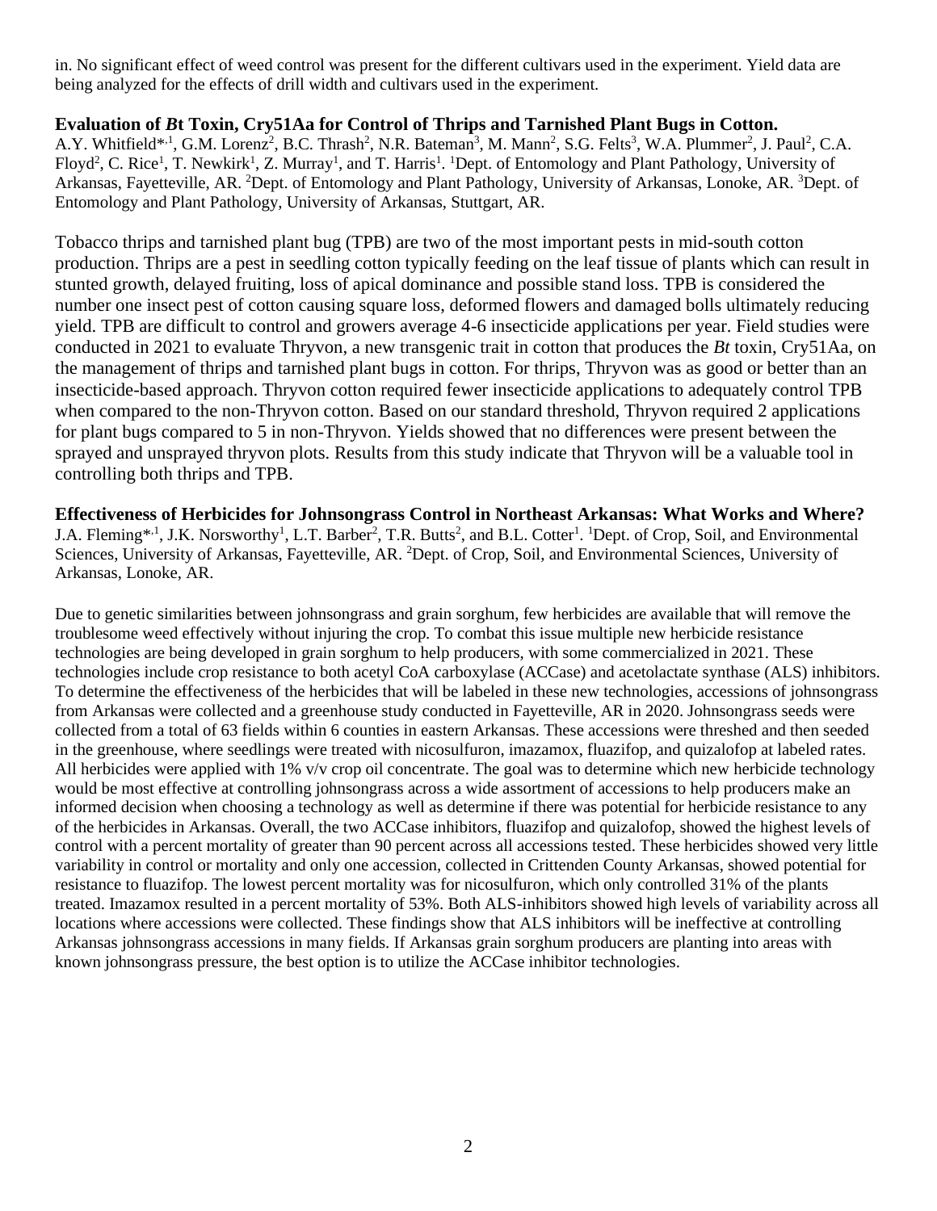in. No significant effect of weed control was present for the different cultivars used in the experiment. Yield data are being analyzed for the effects of drill width and cultivars used in the experiment.

**Evaluation of *Bt* Toxin, Cry51Aa for Control of Thrips and Tarnished Plant Bugs in Cotton.**
A.Y. Whitfield*[,1], G.M. Lorenz[2], B.C. Thrash[2], N.R. Bateman[3], M. Mann[2], S.G. Felts[3], W.A. Plummer[2], J. Paul[2], C.A. Floyd[2], C. Rice[1], T. Newkirk[1], Z. Murray[1], and T. Harris[1]. [1]Dept. of Entomology and Plant Pathology, University of Arkansas, Fayetteville, AR. [2]Dept. of Entomology and Plant Pathology, University of Arkansas, Lonoke, AR. [3]Dept. of Entomology and Plant Pathology, University of Arkansas, Stuttgart, AR.

Tobacco thrips and tarnished plant bug (TPB) are two of the most important pests in mid-south cotton production. Thrips are a pest in seedling cotton typically feeding on the leaf tissue of plants which can result in stunted growth, delayed fruiting, loss of apical dominance and possible stand loss. TPB is considered the number one insect pest of cotton causing square loss, deformed flowers and damaged bolls ultimately reducing yield. TPB are difficult to control and growers average 4-6 insecticide applications per year. Field studies were conducted in 2021 to evaluate Thryvon, a new transgenic trait in cotton that produces the *Bt* toxin, Cry51Aa, on the management of thrips and tarnished plant bugs in cotton. For thrips, Thryvon was as good or better than an insecticide-based approach. Thryvon cotton required fewer insecticide applications to adequately control TPB when compared to the non-Thryvon cotton. Based on our standard threshold, Thryvon required 2 applications for plant bugs compared to 5 in non-Thryvon. Yields showed that no differences were present between the sprayed and unsprayed thryvon plots. Results from this study indicate that Thryvon will be a valuable tool in controlling both thrips and TPB.

**Effectiveness of Herbicides for Johnsongrass Control in Northeast Arkansas: What Works and Where?**
J.A. Fleming*[,1], J.K. Norsworthy[1], L.T. Barber[2], T.R. Butts[2], and B.L. Cotter[1]. [1]Dept. of Crop, Soil, and Environmental Sciences, University of Arkansas, Fayetteville, AR. [2]Dept. of Crop, Soil, and Environmental Sciences, University of Arkansas, Lonoke, AR.

Due to genetic similarities between johnsongrass and grain sorghum, few herbicides are available that will remove the troublesome weed effectively without injuring the crop. To combat this issue multiple new herbicide resistance technologies are being developed in grain sorghum to help producers, with some commercialized in 2021. These technologies include crop resistance to both acetyl CoA carboxylase (ACCase) and acetolactate synthase (ALS) inhibitors. To determine the effectiveness of the herbicides that will be labeled in these new technologies, accessions of johnsongrass from Arkansas were collected and a greenhouse study conducted in Fayetteville, AR in 2020. Johnsongrass seeds were collected from a total of 63 fields within 6 counties in eastern Arkansas. These accessions were threshed and then seeded in the greenhouse, where seedlings were treated with nicosulfuron, imazamox, fluazifop, and quizalofop at labeled rates. All herbicides were applied with 1% v/v crop oil concentrate. The goal was to determine which new herbicide technology would be most effective at controlling johnsongrass across a wide assortment of accessions to help producers make an informed decision when choosing a technology as well as determine if there was potential for herbicide resistance to any of the herbicides in Arkansas. Overall, the two ACCase inhibitors, fluazifop and quizalofop, showed the highest levels of control with a percent mortality of greater than 90 percent across all accessions tested. These herbicides showed very little variability in control or mortality and only one accession, collected in Crittenden County Arkansas, showed potential for resistance to fluazifop. The lowest percent mortality was for nicosulfuron, which only controlled 31% of the plants treated. Imazamox resulted in a percent mortality of 53%. Both ALS-inhibitors showed high levels of variability across all locations where accessions were collected. These findings show that ALS inhibitors will be ineffective at controlling Arkansas johnsongrass accessions in many fields. If Arkansas grain sorghum producers are planting into areas with known johnsongrass pressure, the best option is to utilize the ACCase inhibitor technologies.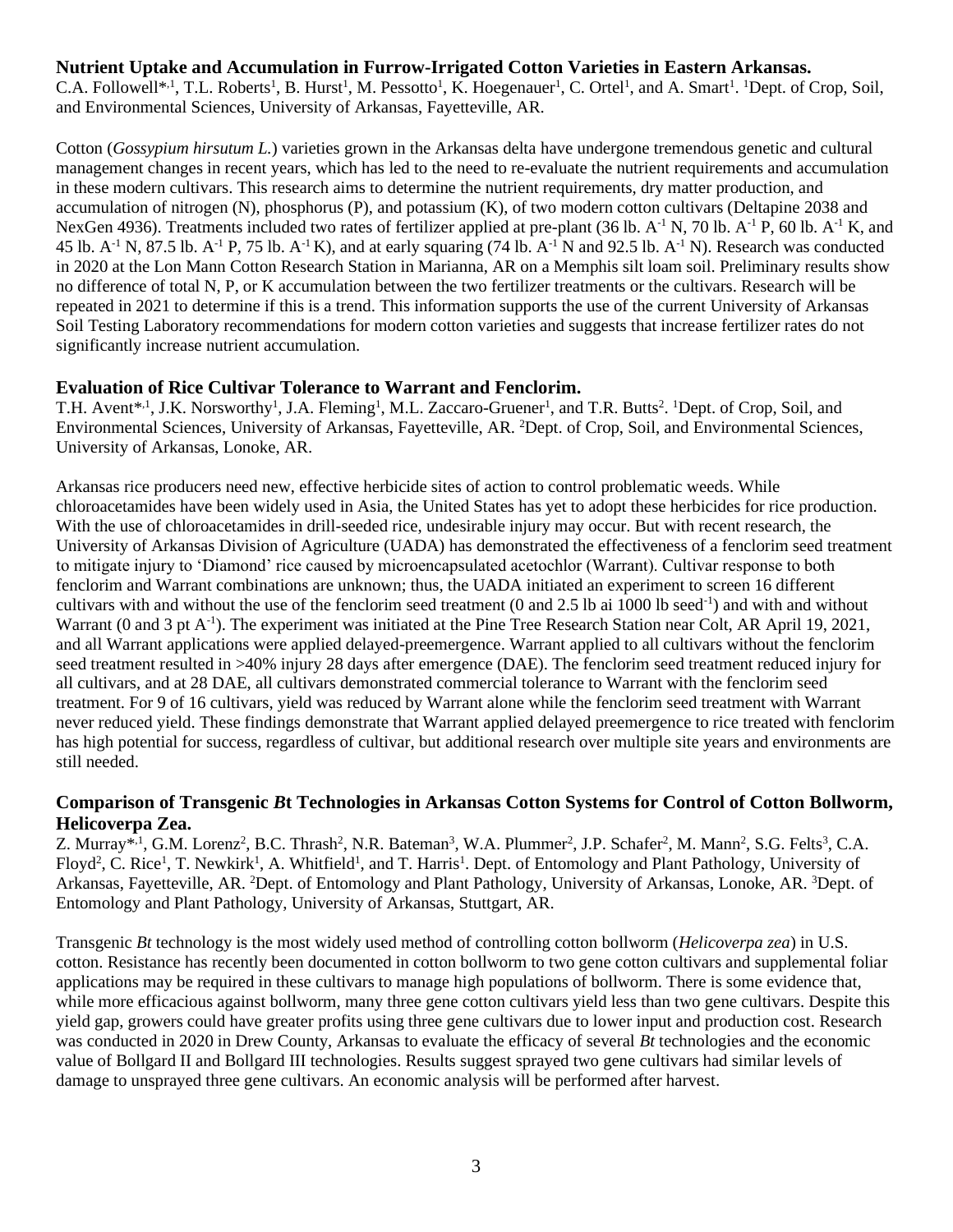### Nutrient Uptake and Accumulation in Furrow-Irrigated Cotton Varieties in Eastern Arkansas.

C.A. Followell*[,1], T.L. Roberts[1], B. Hurst[1], M. Pessotto[1], K. Hoegenauer[1], C. Ortel[1], and A. Smart[1]. [1]Dept. of Crop, Soil, and Environmental Sciences, University of Arkansas, Fayetteville, AR.

Cotton (*Gossypium hirsutum L.*) varieties grown in the Arkansas delta have undergone tremendous genetic and cultural management changes in recent years, which has led to the need to re-evaluate the nutrient requirements and accumulation in these modern cultivars. This research aims to determine the nutrient requirements, dry matter production, and accumulation of nitrogen (N), phosphorus (P), and potassium (K), of two modern cotton cultivars (Deltapine 2038 and NexGen 4936). Treatments included two rates of fertilizer applied at pre-plant (36 lb. $A^{-1}$ N, 70 lb. $A^{-1}$ P, 60 lb. $A^{-1}$ K, and 45 lb. $A^{-1}$ N, 87.5 lb. $A^{-1}$ P, 75 lb. $A^{-1}$ K), and at early squaring (74 lb. $A^{-1}$ N and 92.5 lb. $A^{-1}$ N). Research was conducted in 2020 at the Lon Mann Cotton Research Station in Marianna, AR on a Memphis silt loam soil. Preliminary results show no difference of total N, P, or K accumulation between the two fertilizer treatments or the cultivars. Research will be repeated in 2021 to determine if this is a trend. This information supports the use of the current University of Arkansas Soil Testing Laboratory recommendations for modern cotton varieties and suggests that increase fertilizer rates do not significantly increase nutrient accumulation.

### Evaluation of Rice Cultivar Tolerance to Warrant and Fenclorim.

T.H. Avent*[,1], J.K. Norsworthy[1], J.A. Fleming[1], M.L. Zaccaro-Gruener[1], and T.R. Butts[2]. [1]Dept. of Crop, Soil, and Environmental Sciences, University of Arkansas, Fayetteville, AR. [2]Dept. of Crop, Soil, and Environmental Sciences, University of Arkansas, Lonoke, AR.

Arkansas rice producers need new, effective herbicide sites of action to control problematic weeds. While chloroacetamides have been widely used in Asia, the United States has yet to adopt these herbicides for rice production. With the use of chloroacetamides in drill-seeded rice, undesirable injury may occur. But with recent research, the University of Arkansas Division of Agriculture (UADA) has demonstrated the effectiveness of a fenclorim seed treatment to mitigate injury to 'Diamond' rice caused by microencapsulated acetochlor (Warrant). Cultivar response to both fenclorim and Warrant combinations are unknown; thus, the UADA initiated an experiment to screen 16 different cultivars with and without the use of the fenclorim seed treatment (0 and 2.5 lb ai 1000 lb $seed^{-1}$) and with and without Warrant (0 and 3 pt $A^{-1}$). The experiment was initiated at the Pine Tree Research Station near Colt, AR April 19, 2021, and all Warrant applications were applied delayed-preemergence. Warrant applied to all cultivars without the fenclorim seed treatment resulted in >40% injury 28 days after emergence (DAE). The fenclorim seed treatment reduced injury for all cultivars, and at 28 DAE, all cultivars demonstrated commercial tolerance to Warrant with the fenclorim seed treatment. For 9 of 16 cultivars, yield was reduced by Warrant alone while the fenclorim seed treatment with Warrant never reduced yield. These findings demonstrate that Warrant applied delayed preemergence to rice treated with fenclorim has high potential for success, regardless of cultivar, but additional research over multiple site years and environments are still needed.

### Comparison of Transgenic *B*t Technologies in Arkansas Cotton Systems for Control of Cotton Bollworm, Helicoverpa Zea.

Z. Murray*[,1], G.M. Lorenz[2], B.C. Thrash[2], N.R. Bateman[3], W.A. Plummer[2], J.P. Schafer[2], M. Mann[2], S.G. Felts[3], C.A. Floyd[2], C. Rice[1], T. Newkirk[1], A. Whitfield[1], and T. Harris[1]. Dept. of Entomology and Plant Pathology, University of Arkansas, Fayetteville, AR. [2]Dept. of Entomology and Plant Pathology, University of Arkansas, Lonoke, AR. [3]Dept. of Entomology and Plant Pathology, University of Arkansas, Stuttgart, AR.

Transgenic *Bt* technology is the most widely used method of controlling cotton bollworm (*Helicoverpa zea*) in U.S. cotton. Resistance has recently been documented in cotton bollworm to two gene cotton cultivars and supplemental foliar applications may be required in these cultivars to manage high populations of bollworm. There is some evidence that, while more efficacious against bollworm, many three gene cotton cultivars yield less than two gene cultivars. Despite this yield gap, growers could have greater profits using three gene cultivars due to lower input and production cost. Research was conducted in 2020 in Drew County, Arkansas to evaluate the efficacy of several *Bt* technologies and the economic value of Bollgard II and Bollgard III technologies. Results suggest sprayed two gene cultivars had similar levels of damage to unsprayed three gene cultivars. An economic analysis will be performed after harvest.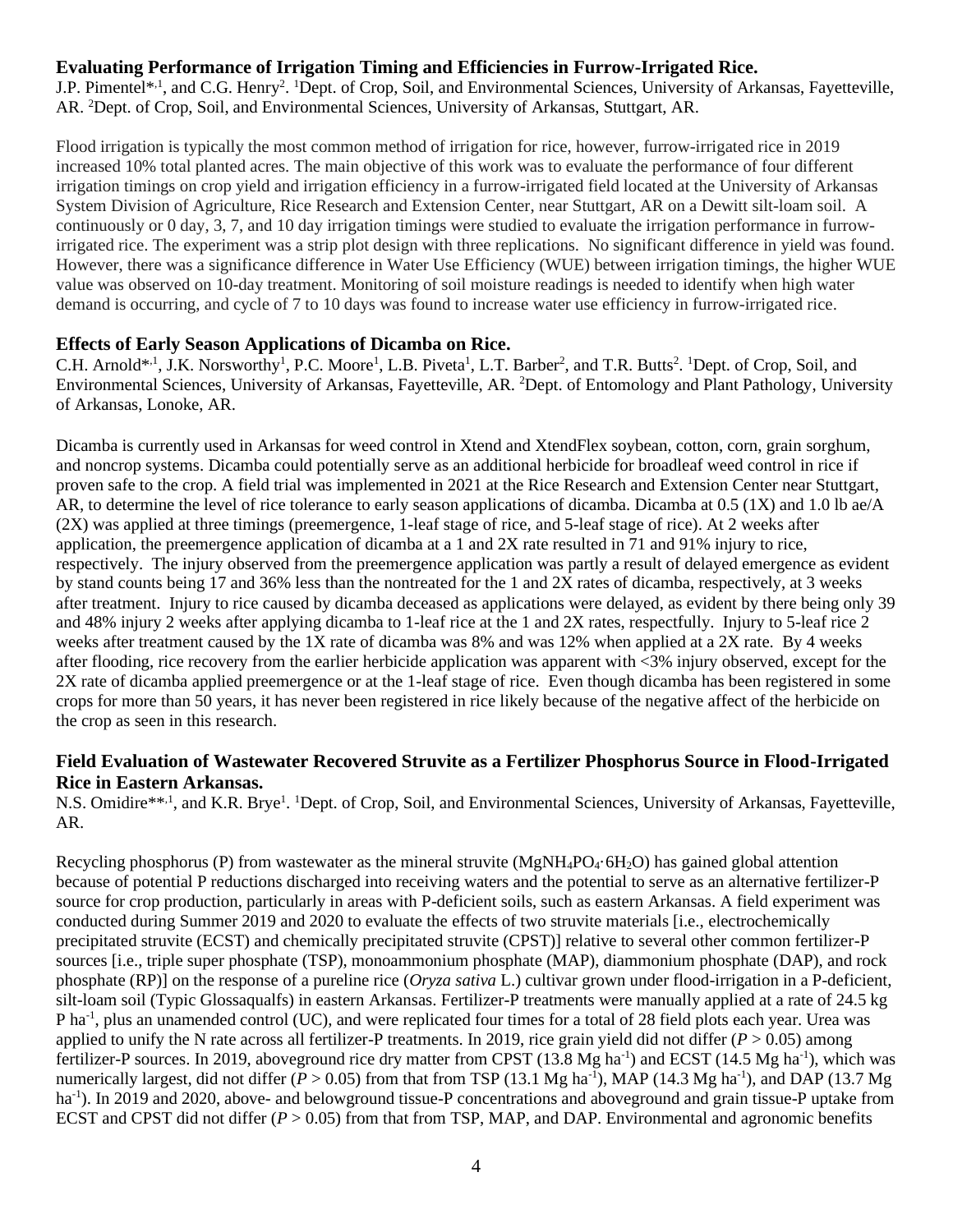### Evaluating Performance of Irrigation Timing and Efficiencies in Furrow-Irrigated Rice.

J.P. Pimentel*[,1], and C.G. Henry[2]. [1]Dept. of Crop, Soil, and Environmental Sciences, University of Arkansas, Fayetteville, AR. [2]Dept. of Crop, Soil, and Environmental Sciences, University of Arkansas, Stuttgart, AR.

Flood irrigation is typically the most common method of irrigation for rice, however, furrow-irrigated rice in 2019 increased 10% total planted acres. The main objective of this work was to evaluate the performance of four different irrigation timings on crop yield and irrigation efficiency in a furrow-irrigated field located at the University of Arkansas System Division of Agriculture, Rice Research and Extension Center, near Stuttgart, AR on a Dewitt silt-loam soil. A continuously or 0 day, 3, 7, and 10 day irrigation timings were studied to evaluate the irrigation performance in furrow-irrigated rice. The experiment was a strip plot design with three replications. No significant difference in yield was found. However, there was a significance difference in Water Use Efficiency (WUE) between irrigation timings, the higher WUE value was observed on 10-day treatment. Monitoring of soil moisture readings is needed to identify when high water demand is occurring, and cycle of 7 to 10 days was found to increase water use efficiency in furrow-irrigated rice.

### Effects of Early Season Applications of Dicamba on Rice.

C.H. Arnold*[,1], J.K. Norsworthy[1], P.C. Moore[1], L.B. Piveta[1], L.T. Barber[2], and T.R. Butts[2]. [1]Dept. of Crop, Soil, and Environmental Sciences, University of Arkansas, Fayetteville, AR. [2]Dept. of Entomology and Plant Pathology, University of Arkansas, Lonoke, AR.

Dicamba is currently used in Arkansas for weed control in Xtend and XtendFlex soybean, cotton, corn, grain sorghum, and noncrop systems. Dicamba could potentially serve as an additional herbicide for broadleaf weed control in rice if proven safe to the crop. A field trial was implemented in 2021 at the Rice Research and Extension Center near Stuttgart, AR, to determine the level of rice tolerance to early season applications of dicamba. Dicamba at 0.5 (1X) and 1.0 lb ae/A (2X) was applied at three timings (preemergence, 1-leaf stage of rice, and 5-leaf stage of rice). At 2 weeks after application, the preemergence application of dicamba at a 1 and 2X rate resulted in 71 and 91% injury to rice, respectively. The injury observed from the preemergence application was partly a result of delayed emergence as evident by stand counts being 17 and 36% less than the nontreated for the 1 and 2X rates of dicamba, respectively, at 3 weeks after treatment. Injury to rice caused by dicamba deceased as applications were delayed, as evident by there being only 39 and 48% injury 2 weeks after applying dicamba to 1-leaf rice at the 1 and 2X rates, respectfully. Injury to 5-leaf rice 2 weeks after treatment caused by the 1X rate of dicamba was 8% and was 12% when applied at a 2X rate. By 4 weeks after flooding, rice recovery from the earlier herbicide application was apparent with <3% injury observed, except for the 2X rate of dicamba applied preemergence or at the 1-leaf stage of rice. Even though dicamba has been registered in some crops for more than 50 years, it has never been registered in rice likely because of the negative affect of the herbicide on the crop as seen in this research.

### Field Evaluation of Wastewater Recovered Struvite as a Fertilizer Phosphorus Source in Flood-Irrigated Rice in Eastern Arkansas.

N.S. Omidire**[,1], and K.R. Brye[1]. [1]Dept. of Crop, Soil, and Environmental Sciences, University of Arkansas, Fayetteville, AR.

Recycling phosphorus (P) from wastewater as the mineral struvite ($MgNH_4PO_4 \cdot 6H_2O$) has gained global attention because of potential P reductions discharged into receiving waters and the potential to serve as an alternative fertilizer-P source for crop production, particularly in areas with P-deficient soils, such as eastern Arkansas. A field experiment was conducted during Summer 2019 and 2020 to evaluate the effects of two struvite materials [i.e., electrochemically precipitated struvite (ECST) and chemically precipitated struvite (CPST)] relative to several other common fertilizer-P sources [i.e., triple super phosphate (TSP), monoammonium phosphate (MAP), diammonium phosphate (DAP), and rock phosphate (RP)] on the response of a pureline rice (*Oryza sativa* L.) cultivar grown under flood-irrigation in a P-deficient, silt-loam soil (Typic Glossaqualfs) in eastern Arkansas. Fertilizer-P treatments were manually applied at a rate of 24.5 kg P $ha^{-1}$, plus an unamended control (UC), and were replicated four times for a total of 28 field plots each year. Urea was applied to unify the N rate across all fertilizer-P treatments. In 2019, rice grain yield did not differ ($P > 0.05$) among fertilizer-P sources. In 2019, aboveground rice dry matter from CPST (13.8 Mg $ha^{-1}$) and ECST (14.5 Mg $ha^{-1}$), which was numerically largest, did not differ ($P > 0.05$) from that from TSP (13.1 Mg $ha^{-1}$), MAP (14.3 Mg $ha^{-1}$), and DAP (13.7 Mg $ha^{-1}$). In 2019 and 2020, above- and belowground tissue-P concentrations and aboveground and grain tissue-P uptake from ECST and CPST did not differ ($P > 0.05$) from that from TSP, MAP, and DAP. Environmental and agronomic benefits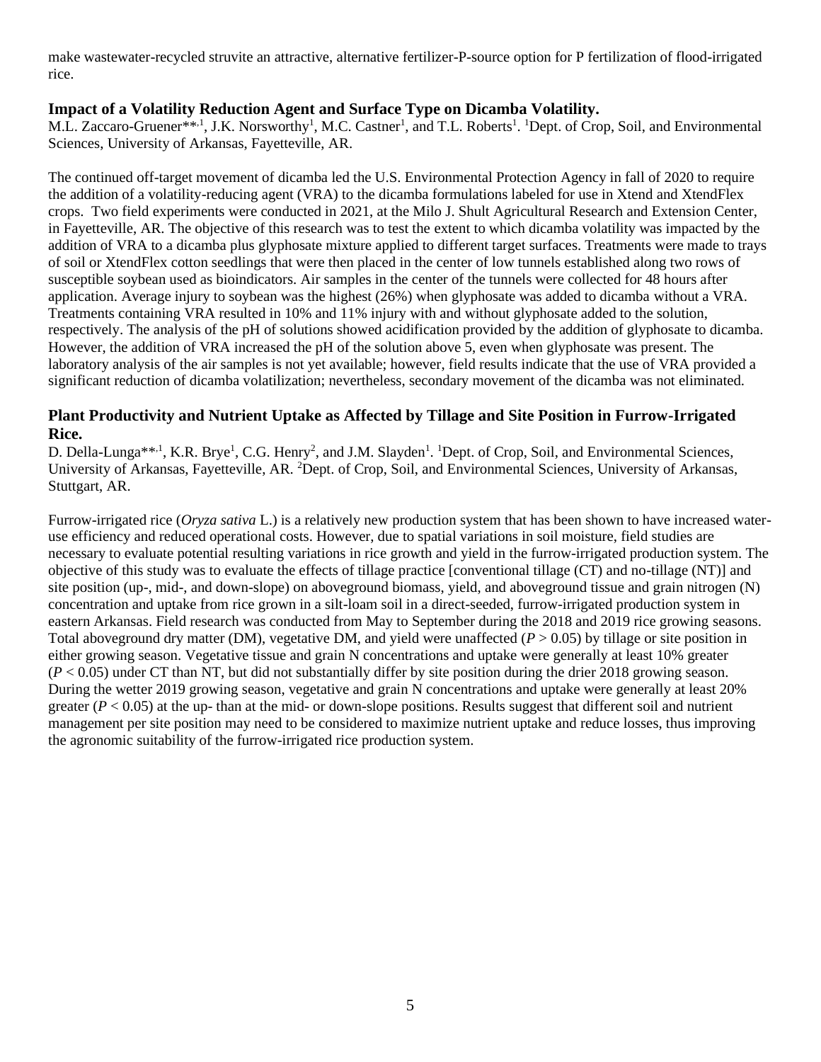make wastewater-recycled struvite an attractive, alternative fertilizer-P-source option for P fertilization of flood-irrigated rice.

### Impact of a Volatility Reduction Agent and Surface Type on Dicamba Volatility.

M.L. Zaccaro-Gruener**[,1], J.K. Norsworthy[1], M.C. Castner[1], and T.L. Roberts[1]. [1]Dept. of Crop, Soil, and Environmental Sciences, University of Arkansas, Fayetteville, AR.

The continued off-target movement of dicamba led the U.S. Environmental Protection Agency in fall of 2020 to require the addition of a volatility-reducing agent (VRA) to the dicamba formulations labeled for use in Xtend and XtendFlex crops. Two field experiments were conducted in 2021, at the Milo J. Shult Agricultural Research and Extension Center, in Fayetteville, AR. The objective of this research was to test the extent to which dicamba volatility was impacted by the addition of VRA to a dicamba plus glyphosate mixture applied to different target surfaces. Treatments were made to trays of soil or XtendFlex cotton seedlings that were then placed in the center of low tunnels established along two rows of susceptible soybean used as bioindicators. Air samples in the center of the tunnels were collected for 48 hours after application. Average injury to soybean was the highest (26%) when glyphosate was added to dicamba without a VRA. Treatments containing VRA resulted in 10% and 11% injury with and without glyphosate added to the solution, respectively. The analysis of the pH of solutions showed acidification provided by the addition of glyphosate to dicamba. However, the addition of VRA increased the pH of the solution above 5, even when glyphosate was present. The laboratory analysis of the air samples is not yet available; however, field results indicate that the use of VRA provided a significant reduction of dicamba volatilization; nevertheless, secondary movement of the dicamba was not eliminated.

### Plant Productivity and Nutrient Uptake as Affected by Tillage and Site Position in Furrow-Irrigated Rice.

D. Della-Lunga**[,1], K.R. Brye[1], C.G. Henry[2], and J.M. Slayden[1]. [1]Dept. of Crop, Soil, and Environmental Sciences, University of Arkansas, Fayetteville, AR. [2]Dept. of Crop, Soil, and Environmental Sciences, University of Arkansas, Stuttgart, AR.

Furrow-irrigated rice (*Oryza sativa* L.) is a relatively new production system that has been shown to have increased water-use efficiency and reduced operational costs. However, due to spatial variations in soil moisture, field studies are necessary to evaluate potential resulting variations in rice growth and yield in the furrow-irrigated production system. The objective of this study was to evaluate the effects of tillage practice [conventional tillage (CT) and no-tillage (NT)] and site position (up-, mid-, and down-slope) on aboveground biomass, yield, and aboveground tissue and grain nitrogen (N) concentration and uptake from rice grown in a silt-loam soil in a direct-seeded, furrow-irrigated production system in eastern Arkansas. Field research was conducted from May to September during the 2018 and 2019 rice growing seasons. Total aboveground dry matter (DM), vegetative DM, and yield were unaffected ($P > 0.05$) by tillage or site position in either growing season. Vegetative tissue and grain N concentrations and uptake were generally at least 10% greater ($P < 0.05$) under CT than NT, but did not substantially differ by site position during the drier 2018 growing season. During the wetter 2019 growing season, vegetative and grain N concentrations and uptake were generally at least 20% greater ($P < 0.05$) at the up- than at the mid- or down-slope positions. Results suggest that different soil and nutrient management per site position may need to be considered to maximize nutrient uptake and reduce losses, thus improving the agronomic suitability of the furrow-irrigated rice production system.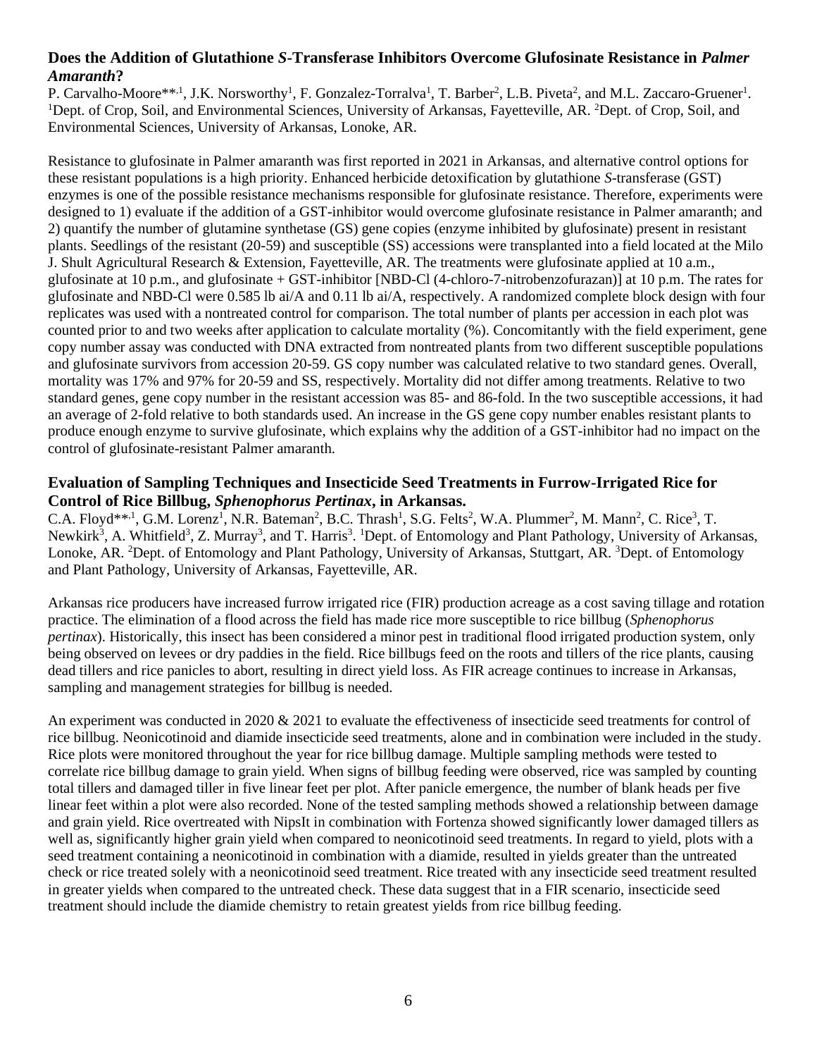### Does the Addition of Glutathione *S*-Transferase Inhibitors Overcome Glufosinate Resistance in *Palmer Amaranth*?

P. Carvalho-Moore**,[1], J.K. Norsworthy[1], F. Gonzalez-Torralva[1], T. Barber[2], L.B. Piveta[2], and M.L. Zaccaro-Gruener[1]. [1]Dept. of Crop, Soil, and Environmental Sciences, University of Arkansas, Fayetteville, AR. [2]Dept. of Crop, Soil, and Environmental Sciences, University of Arkansas, Lonoke, AR.

Resistance to glufosinate in Palmer amaranth was first reported in 2021 in Arkansas, and alternative control options for these resistant populations is a high priority. Enhanced herbicide detoxification by glutathione *S*-transferase (GST) enzymes is one of the possible resistance mechanisms responsible for glufosinate resistance. Therefore, experiments were designed to 1) evaluate if the addition of a GST-inhibitor would overcome glufosinate resistance in Palmer amaranth; and 2) quantify the number of glutamine synthetase (GS) gene copies (enzyme inhibited by glufosinate) present in resistant plants. Seedlings of the resistant (20-59) and susceptible (SS) accessions were transplanted into a field located at the Milo J. Shult Agricultural Research & Extension, Fayetteville, AR. The treatments were glufosinate applied at 10 a.m., glufosinate at 10 p.m., and glufosinate + GST-inhibitor [NBD-Cl (4-chloro-7-nitrobenzofurazan)] at 10 p.m. The rates for glufosinate and NBD-Cl were 0.585 lb ai/A and 0.11 lb ai/A, respectively. A randomized complete block design with four replicates was used with a nontreated control for comparison. The total number of plants per accession in each plot was counted prior to and two weeks after application to calculate mortality (%). Concomitantly with the field experiment, gene copy number assay was conducted with DNA extracted from nontreated plants from two different susceptible populations and glufosinate survivors from accession 20-59. GS copy number was calculated relative to two standard genes. Overall, mortality was 17% and 97% for 20-59 and SS, respectively. Mortality did not differ among treatments. Relative to two standard genes, gene copy number in the resistant accession was 85- and 86-fold. In the two susceptible accessions, it had an average of 2-fold relative to both standards used. An increase in the GS gene copy number enables resistant plants to produce enough enzyme to survive glufosinate, which explains why the addition of a GST-inhibitor had no impact on the control of glufosinate-resistant Palmer amaranth.

### Evaluation of Sampling Techniques and Insecticide Seed Treatments in Furrow-Irrigated Rice for Control of Rice Billbug, *Sphenophorus Pertinax*, in Arkansas.

C.A. Floyd**,[1], G.M. Lorenz[1], N.R. Bateman[2], B.C. Thrash[1], S.G. Felts[2], W.A. Plummer[2], M. Mann[2], C. Rice[3], T. Newkirk[3], A. Whitfield[3], Z. Murray[3], and T. Harris[3]. [1]Dept. of Entomology and Plant Pathology, University of Arkansas, Lonoke, AR. [2]Dept. of Entomology and Plant Pathology, University of Arkansas, Stuttgart, AR. [3]Dept. of Entomology and Plant Pathology, University of Arkansas, Fayetteville, AR.

Arkansas rice producers have increased furrow irrigated rice (FIR) production acreage as a cost saving tillage and rotation practice. The elimination of a flood across the field has made rice more susceptible to rice billbug (*Sphenophorus pertinax*). Historically, this insect has been considered a minor pest in traditional flood irrigated production system, only being observed on levees or dry paddies in the field. Rice billbugs feed on the roots and tillers of the rice plants, causing dead tillers and rice panicles to abort, resulting in direct yield loss. As FIR acreage continues to increase in Arkansas, sampling and management strategies for billbug is needed.

An experiment was conducted in 2020 & 2021 to evaluate the effectiveness of insecticide seed treatments for control of rice billbug. Neonicotinoid and diamide insecticide seed treatments, alone and in combination were included in the study. Rice plots were monitored throughout the year for rice billbug damage. Multiple sampling methods were tested to correlate rice billbug damage to grain yield. When signs of billbug feeding were observed, rice was sampled by counting total tillers and damaged tiller in five linear feet per plot. After panicle emergence, the number of blank heads per five linear feet within a plot were also recorded. None of the tested sampling methods showed a relationship between damage and grain yield. Rice overtreated with NipsIt in combination with Fortenza showed significantly lower damaged tillers as well as, significantly higher grain yield when compared to neonicotinoid seed treatments. In regard to yield, plots with a seed treatment containing a neonicotinoid in combination with a diamide, resulted in yields greater than the untreated check or rice treated solely with a neonicotinoid seed treatment. Rice treated with any insecticide seed treatment resulted in greater yields when compared to the untreated check. These data suggest that in a FIR scenario, insecticide seed treatment should include the diamide chemistry to retain greatest yields from rice billbug feeding.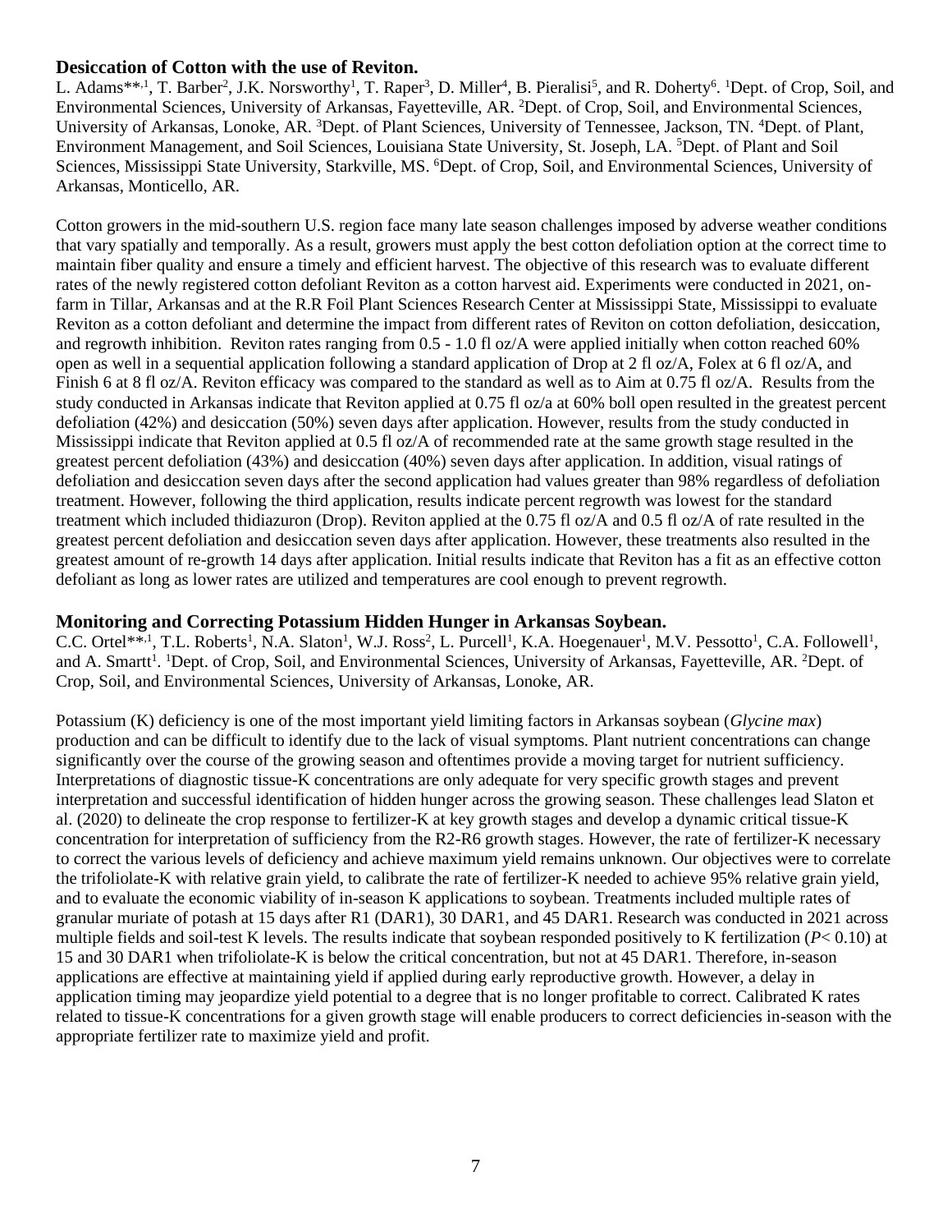## Desiccation of Cotton with the use of Reviton.

L. Adams**[,1], T. Barber[2], J.K. Norsworthy[1], T. Raper[3], D. Miller[4], B. Pieralisi[5], and R. Doherty[6]. [1]Dept. of Crop, Soil, and Environmental Sciences, University of Arkansas, Fayetteville, AR. [2]Dept. of Crop, Soil, and Environmental Sciences, University of Arkansas, Lonoke, AR. [3]Dept. of Plant Sciences, University of Tennessee, Jackson, TN. [4]Dept. of Plant, Environment Management, and Soil Sciences, Louisiana State University, St. Joseph, LA. [5]Dept. of Plant and Soil Sciences, Mississippi State University, Starkville, MS. [6]Dept. of Crop, Soil, and Environmental Sciences, University of Arkansas, Monticello, AR.

Cotton growers in the mid-southern U.S. region face many late season challenges imposed by adverse weather conditions that vary spatially and temporally. As a result, growers must apply the best cotton defoliation option at the correct time to maintain fiber quality and ensure a timely and efficient harvest. The objective of this research was to evaluate different rates of the newly registered cotton defoliant Reviton as a cotton harvest aid. Experiments were conducted in 2021, on-farm in Tillar, Arkansas and at the R.R Foil Plant Sciences Research Center at Mississippi State, Mississippi to evaluate Reviton as a cotton defoliant and determine the impact from different rates of Reviton on cotton defoliation, desiccation, and regrowth inhibition. Reviton rates ranging from 0.5 - 1.0 fl oz/A were applied initially when cotton reached 60% open as well in a sequential application following a standard application of Drop at 2 fl oz/A, Folex at 6 fl oz/A, and Finish 6 at 8 fl oz/A. Reviton efficacy was compared to the standard as well as to Aim at 0.75 fl oz/A. Results from the study conducted in Arkansas indicate that Reviton applied at 0.75 fl oz/a at 60% boll open resulted in the greatest percent defoliation (42%) and desiccation (50%) seven days after application. However, results from the study conducted in Mississippi indicate that Reviton applied at 0.5 fl oz/A of recommended rate at the same growth stage resulted in the greatest percent defoliation (43%) and desiccation (40%) seven days after application. In addition, visual ratings of defoliation and desiccation seven days after the second application had values greater than 98% regardless of defoliation treatment. However, following the third application, results indicate percent regrowth was lowest for the standard treatment which included thidiazuron (Drop). Reviton applied at the 0.75 fl oz/A and 0.5 fl oz/A of rate resulted in the greatest percent defoliation and desiccation seven days after application. However, these treatments also resulted in the greatest amount of re-growth 14 days after application. Initial results indicate that Reviton has a fit as an effective cotton defoliant as long as lower rates are utilized and temperatures are cool enough to prevent regrowth.

## Monitoring and Correcting Potassium Hidden Hunger in Arkansas Soybean.

C.C. Ortel**[,1], T.L. Roberts[1], N.A. Slaton[1], W.J. Ross[2], L. Purcell[1], K.A. Hoegenauer[1], M.V. Pessotto[1], C.A. Followell[1], and A. Smartt[1]. [1]Dept. of Crop, Soil, and Environmental Sciences, University of Arkansas, Fayetteville, AR. [2]Dept. of Crop, Soil, and Environmental Sciences, University of Arkansas, Lonoke, AR.

Potassium (K) deficiency is one of the most important yield limiting factors in Arkansas soybean (*Glycine max*) production and can be difficult to identify due to the lack of visual symptoms. Plant nutrient concentrations can change significantly over the course of the growing season and oftentimes provide a moving target for nutrient sufficiency. Interpretations of diagnostic tissue-K concentrations are only adequate for very specific growth stages and prevent interpretation and successful identification of hidden hunger across the growing season. These challenges lead Slaton et al. (2020) to delineate the crop response to fertilizer-K at key growth stages and develop a dynamic critical tissue-K concentration for interpretation of sufficiency from the R2-R6 growth stages. However, the rate of fertilizer-K necessary to correct the various levels of deficiency and achieve maximum yield remains unknown. Our objectives were to correlate the trifoliolate-K with relative grain yield, to calibrate the rate of fertilizer-K needed to achieve 95% relative grain yield, and to evaluate the economic viability of in-season K applications to soybean. Treatments included multiple rates of granular muriate of potash at 15 days after R1 (DAR1), 30 DAR1, and 45 DAR1. Research was conducted in 2021 across multiple fields and soil-test K levels. The results indicate that soybean responded positively to K fertilization ($P < 0.10$) at 15 and 30 DAR1 when trifoliolate-K is below the critical concentration, but not at 45 DAR1. Therefore, in-season applications are effective at maintaining yield if applied during early reproductive growth. However, a delay in application timing may jeopardize yield potential to a degree that is no longer profitable to correct. Calibrated K rates related to tissue-K concentrations for a given growth stage will enable producers to correct deficiencies in-season with the appropriate fertilizer rate to maximize yield and profit.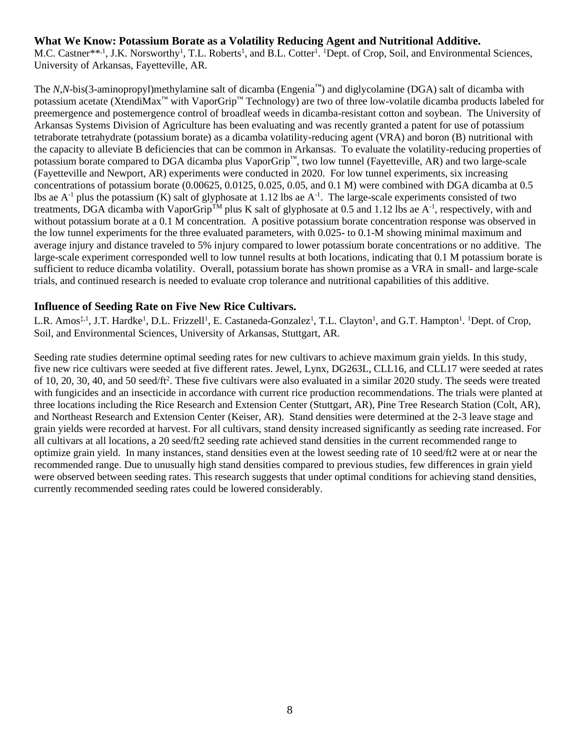### What We Know: Potassium Borate as a Volatility Reducing Agent and Nutritional Additive.

M.C. Castner**[,1], J.K. Norsworthy[1], T.L. Roberts[1], and B.L. Cotter[1]. [1]Dept. of Crop, Soil, and Environmental Sciences, University of Arkansas, Fayetteville, AR.

The *N*,*N*-bis(3-aminopropyl)methylamine salt of dicamba (Engenia™) and diglycolamine (DGA) salt of dicamba with potassium acetate (XtendiMax™ with VaporGrip™ Technology) are two of three low-volatile dicamba products labeled for preemergence and postemergence control of broadleaf weeds in dicamba-resistant cotton and soybean. The University of Arkansas Systems Division of Agriculture has been evaluating and was recently granted a patent for use of potassium tetraborate tetrahydrate (potassium borate) as a dicamba volatility-reducing agent (VRA) and boron (B) nutritional with the capacity to alleviate B deficiencies that can be common in Arkansas. To evaluate the volatility-reducing properties of potassium borate compared to DGA dicamba plus VaporGrip™, two low tunnel (Fayetteville, AR) and two large-scale (Fayetteville and Newport, AR) experiments were conducted in 2020. For low tunnel experiments, six increasing concentrations of potassium borate (0.00625, 0.0125, 0.025, 0.05, and 0.1 M) were combined with DGA dicamba at 0.5 lbs ae $A^{-1}$ plus the potassium (K) salt of glyphosate at 1.12 lbs ae $A^{-1}$. The large-scale experiments consisted of two treatments, DGA dicamba with VaporGrip™ plus K salt of glyphosate at 0.5 and 1.12 lbs ae $A^{-1}$, respectively, with and without potassium borate at a 0.1 M concentration. A positive potassium borate concentration response was observed in the low tunnel experiments for the three evaluated parameters, with 0.025- to 0.1-M showing minimal maximum and average injury and distance traveled to 5% injury compared to lower potassium borate concentrations or no additive. The large-scale experiment corresponded well to low tunnel results at both locations, indicating that 0.1 M potassium borate is sufficient to reduce dicamba volatility. Overall, potassium borate has shown promise as a VRA in small- and large-scale trials, and continued research is needed to evaluate crop tolerance and nutritional capabilities of this additive.

### Influence of Seeding Rate on Five New Rice Cultivars.

L.R. Amos[‡,1], J.T. Hardke[1], D.L. Frizzell[1], E. Castaneda-Gonzalez[1], T.L. Clayton[1], and G.T. Hampton[1]. [1]Dept. of Crop, Soil, and Environmental Sciences, University of Arkansas, Stuttgart, AR.

Seeding rate studies determine optimal seeding rates for new cultivars to achieve maximum grain yields. In this study, five new rice cultivars were seeded at five different rates. Jewel, Lynx, DG263L, CLL16, and CLL17 were seeded at rates of 10, 20, 30, 40, and 50 seed/$ft^2$. These five cultivars were also evaluated in a similar 2020 study. The seeds were treated with fungicides and an insecticide in accordance with current rice production recommendations. The trials were planted at three locations including the Rice Research and Extension Center (Stuttgart, AR), Pine Tree Research Station (Colt, AR), and Northeast Research and Extension Center (Keiser, AR). Stand densities were determined at the 2-3 leave stage and grain yields were recorded at harvest. For all cultivars, stand density increased significantly as seeding rate increased. For all cultivars at all locations, a 20 seed/ft2 seeding rate achieved stand densities in the current recommended range to optimize grain yield. In many instances, stand densities even at the lowest seeding rate of 10 seed/ft2 were at or near the recommended range. Due to unusually high stand densities compared to previous studies, few differences in grain yield were observed between seeding rates. This research suggests that under optimal conditions for achieving stand densities, currently recommended seeding rates could be lowered considerably.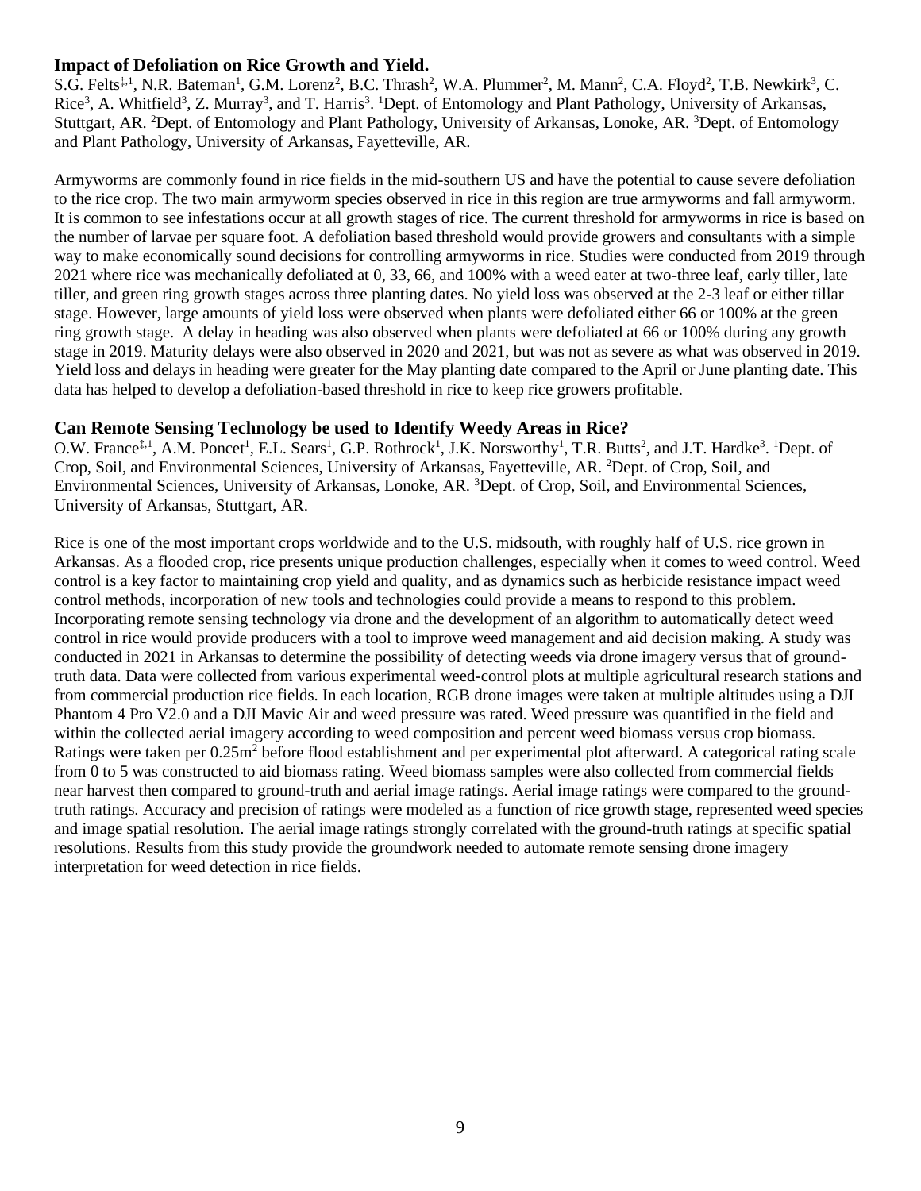## Impact of Defoliation on Rice Growth and Yield.

S.G. Felts[‡,1], N.R. Bateman[1], G.M. Lorenz[2], B.C. Thrash[2], W.A. Plummer[2], M. Mann[2], C.A. Floyd[2], T.B. Newkirk[3], C. Rice[3], A. Whitfield[3], Z. Murray[3], and T. Harris[3]. [1]Dept. of Entomology and Plant Pathology, University of Arkansas, Stuttgart, AR. [2]Dept. of Entomology and Plant Pathology, University of Arkansas, Lonoke, AR. [3]Dept. of Entomology and Plant Pathology, University of Arkansas, Fayetteville, AR.

Armyworms are commonly found in rice fields in the mid-southern US and have the potential to cause severe defoliation to the rice crop. The two main armyworm species observed in rice in this region are true armyworms and fall armyworm. It is common to see infestations occur at all growth stages of rice. The current threshold for armyworms in rice is based on the number of larvae per square foot. A defoliation based threshold would provide growers and consultants with a simple way to make economically sound decisions for controlling armyworms in rice. Studies were conducted from 2019 through 2021 where rice was mechanically defoliated at 0, 33, 66, and 100% with a weed eater at two-three leaf, early tiller, late tiller, and green ring growth stages across three planting dates. No yield loss was observed at the 2-3 leaf or either tillar stage. However, large amounts of yield loss were observed when plants were defoliated either 66 or 100% at the green ring growth stage. A delay in heading was also observed when plants were defoliated at 66 or 100% during any growth stage in 2019. Maturity delays were also observed in 2020 and 2021, but was not as severe as what was observed in 2019. Yield loss and delays in heading were greater for the May planting date compared to the April or June planting date. This data has helped to develop a defoliation-based threshold in rice to keep rice growers profitable.

## Can Remote Sensing Technology be used to Identify Weedy Areas in Rice?

O.W. France[‡,1], A.M. Poncet[1], E.L. Sears[1], G.P. Rothrock[1], J.K. Norsworthy[1], T.R. Butts[2], and J.T. Hardke[3]. [1]Dept. of Crop, Soil, and Environmental Sciences, University of Arkansas, Fayetteville, AR. [2]Dept. of Crop, Soil, and Environmental Sciences, University of Arkansas, Lonoke, AR. [3]Dept. of Crop, Soil, and Environmental Sciences, University of Arkansas, Stuttgart, AR.

Rice is one of the most important crops worldwide and to the U.S. midsouth, with roughly half of U.S. rice grown in Arkansas. As a flooded crop, rice presents unique production challenges, especially when it comes to weed control. Weed control is a key factor to maintaining crop yield and quality, and as dynamics such as herbicide resistance impact weed control methods, incorporation of new tools and technologies could provide a means to respond to this problem. Incorporating remote sensing technology via drone and the development of an algorithm to automatically detect weed control in rice would provide producers with a tool to improve weed management and aid decision making. A study was conducted in 2021 in Arkansas to determine the possibility of detecting weeds via drone imagery versus that of ground-truth data. Data were collected from various experimental weed-control plots at multiple agricultural research stations and from commercial production rice fields. In each location, RGB drone images were taken at multiple altitudes using a DJI Phantom 4 Pro V2.0 and a DJI Mavic Air and weed pressure was rated. Weed pressure was quantified in the field and within the collected aerial imagery according to weed composition and percent weed biomass versus crop biomass. Ratings were taken per $0.25m^2$ before flood establishment and per experimental plot afterward. A categorical rating scale from 0 to 5 was constructed to aid biomass rating. Weed biomass samples were also collected from commercial fields near harvest then compared to ground-truth and aerial image ratings. Aerial image ratings were compared to the ground-truth ratings. Accuracy and precision of ratings were modeled as a function of rice growth stage, represented weed species and image spatial resolution. The aerial image ratings strongly correlated with the ground-truth ratings at specific spatial resolutions. Results from this study provide the groundwork needed to automate remote sensing drone imagery interpretation for weed detection in rice fields.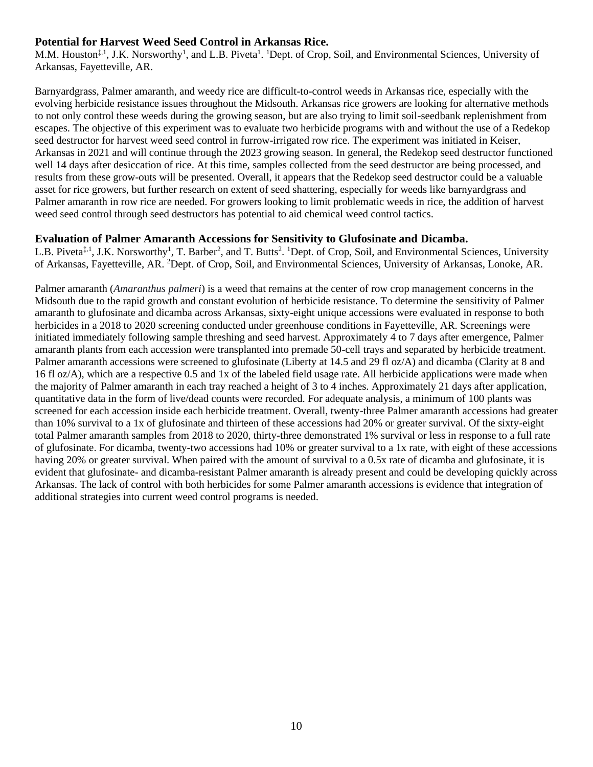### Potential for Harvest Weed Seed Control in Arkansas Rice.

M.M. Houston[‡,1], J.K. Norsworthy[1], and L.B. Piveta[1]. [1]Dept. of Crop, Soil, and Environmental Sciences, University of Arkansas, Fayetteville, AR.

Barnyardgrass, Palmer amaranth, and weedy rice are difficult-to-control weeds in Arkansas rice, especially with the evolving herbicide resistance issues throughout the Midsouth. Arkansas rice growers are looking for alternative methods to not only control these weeds during the growing season, but are also trying to limit soil-seedbank replenishment from escapes. The objective of this experiment was to evaluate two herbicide programs with and without the use of a Redekop seed destructor for harvest weed seed control in furrow-irrigated row rice. The experiment was initiated in Keiser, Arkansas in 2021 and will continue through the 2023 growing season. In general, the Redekop seed destructor functioned well 14 days after desiccation of rice. At this time, samples collected from the seed destructor are being processed, and results from these grow-outs will be presented. Overall, it appears that the Redekop seed destructor could be a valuable asset for rice growers, but further research on extent of seed shattering, especially for weeds like barnyardgrass and Palmer amaranth in row rice are needed. For growers looking to limit problematic weeds in rice, the addition of harvest weed seed control through seed destructors has potential to aid chemical weed control tactics.

### Evaluation of Palmer Amaranth Accessions for Sensitivity to Glufosinate and Dicamba.

L.B. Piveta[‡,1], J.K. Norsworthy[1], T. Barber[2], and T. Butts[2]. [1]Dept. of Crop, Soil, and Environmental Sciences, University of Arkansas, Fayetteville, AR. [2]Dept. of Crop, Soil, and Environmental Sciences, University of Arkansas, Lonoke, AR.

Palmer amaranth (*Amaranthus palmeri*) is a weed that remains at the center of row crop management concerns in the Midsouth due to the rapid growth and constant evolution of herbicide resistance. To determine the sensitivity of Palmer amaranth to glufosinate and dicamba across Arkansas, sixty-eight unique accessions were evaluated in response to both herbicides in a 2018 to 2020 screening conducted under greenhouse conditions in Fayetteville, AR. Screenings were initiated immediately following sample threshing and seed harvest. Approximately 4 to 7 days after emergence, Palmer amaranth plants from each accession were transplanted into premade 50-cell trays and separated by herbicide treatment. Palmer amaranth accessions were screened to glufosinate (Liberty at 14.5 and 29 fl oz/A) and dicamba (Clarity at 8 and 16 fl oz/A), which are a respective 0.5 and 1x of the labeled field usage rate. All herbicide applications were made when the majority of Palmer amaranth in each tray reached a height of 3 to 4 inches. Approximately 21 days after application, quantitative data in the form of live/dead counts were recorded. For adequate analysis, a minimum of 100 plants was screened for each accession inside each herbicide treatment. Overall, twenty-three Palmer amaranth accessions had greater than 10% survival to a 1x of glufosinate and thirteen of these accessions had 20% or greater survival. Of the sixty-eight total Palmer amaranth samples from 2018 to 2020, thirty-three demonstrated 1% survival or less in response to a full rate of glufosinate. For dicamba, twenty-two accessions had 10% or greater survival to a 1x rate, with eight of these accessions having 20% or greater survival. When paired with the amount of survival to a 0.5x rate of dicamba and glufosinate, it is evident that glufosinate- and dicamba-resistant Palmer amaranth is already present and could be developing quickly across Arkansas. The lack of control with both herbicides for some Palmer amaranth accessions is evidence that integration of additional strategies into current weed control programs is needed.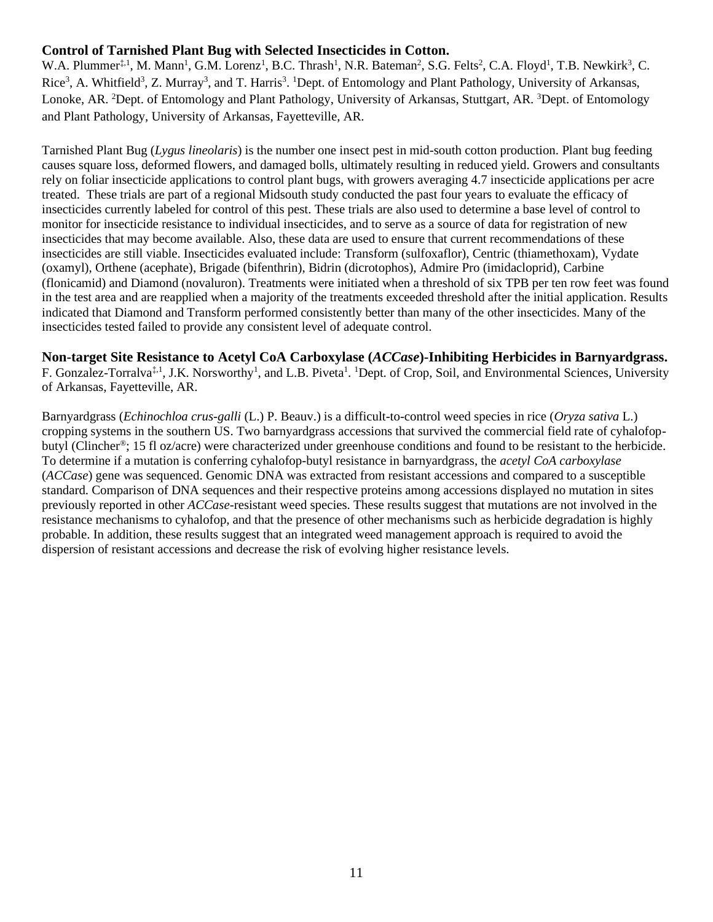### Control of Tarnished Plant Bug with Selected Insecticides in Cotton.

W.A. Plummer[‡,1], M. Mann[1], G.M. Lorenz[1], B.C. Thrash[1], N.R. Bateman[2], S.G. Felts[2], C.A. Floyd[1], T.B. Newkirk[3], C. Rice[3], A. Whitfield[3], Z. Murray[3], and T. Harris[3]. [1]Dept. of Entomology and Plant Pathology, University of Arkansas, Lonoke, AR. [2]Dept. of Entomology and Plant Pathology, University of Arkansas, Stuttgart, AR. [3]Dept. of Entomology and Plant Pathology, University of Arkansas, Fayetteville, AR.

Tarnished Plant Bug (*Lygus lineolaris*) is the number one insect pest in mid-south cotton production. Plant bug feeding causes square loss, deformed flowers, and damaged bolls, ultimately resulting in reduced yield. Growers and consultants rely on foliar insecticide applications to control plant bugs, with growers averaging 4.7 insecticide applications per acre treated. These trials are part of a regional Midsouth study conducted the past four years to evaluate the efficacy of insecticides currently labeled for control of this pest. These trials are also used to determine a base level of control to monitor for insecticide resistance to individual insecticides, and to serve as a source of data for registration of new insecticides that may become available. Also, these data are used to ensure that current recommendations of these insecticides are still viable. Insecticides evaluated include: Transform (sulfoxaflor), Centric (thiamethoxam), Vydate (oxamyl), Orthene (acephate), Brigade (bifenthrin), Bidrin (dicrotophos), Admire Pro (imidacloprid), Carbine (flonicamid) and Diamond (novaluron). Treatments were initiated when a threshold of six TPB per ten row feet was found in the test area and are reapplied when a majority of the treatments exceeded threshold after the initial application. Results indicated that Diamond and Transform performed consistently better than many of the other insecticides. Many of the insecticides tested failed to provide any consistent level of adequate control.

### Non-target Site Resistance to Acetyl CoA Carboxylase (*ACCase*)-Inhibiting Herbicides in Barnyardgrass.

F. Gonzalez-Torralva[‡,1], J.K. Norsworthy[1], and L.B. Piveta[1]. [1]Dept. of Crop, Soil, and Environmental Sciences, University of Arkansas, Fayetteville, AR.

Barnyardgrass (*Echinochloa crus-galli* (L.) P. Beauv.) is a difficult-to-control weed species in rice (*Oryza sativa* L.) cropping systems in the southern US. Two barnyardgrass accessions that survived the commercial field rate of cyhalofop-butyl (Clincher®; 15 fl oz/acre) were characterized under greenhouse conditions and found to be resistant to the herbicide. To determine if a mutation is conferring cyhalofop-butyl resistance in barnyardgrass, the *acetyl CoA carboxylase* (*ACCase*) gene was sequenced. Genomic DNA was extracted from resistant accessions and compared to a susceptible standard. Comparison of DNA sequences and their respective proteins among accessions displayed no mutation in sites previously reported in other *ACCase*-resistant weed species. These results suggest that mutations are not involved in the resistance mechanisms to cyhalofop, and that the presence of other mechanisms such as herbicide degradation is highly probable. In addition, these results suggest that an integrated weed management approach is required to avoid the dispersion of resistant accessions and decrease the risk of evolving higher resistance levels.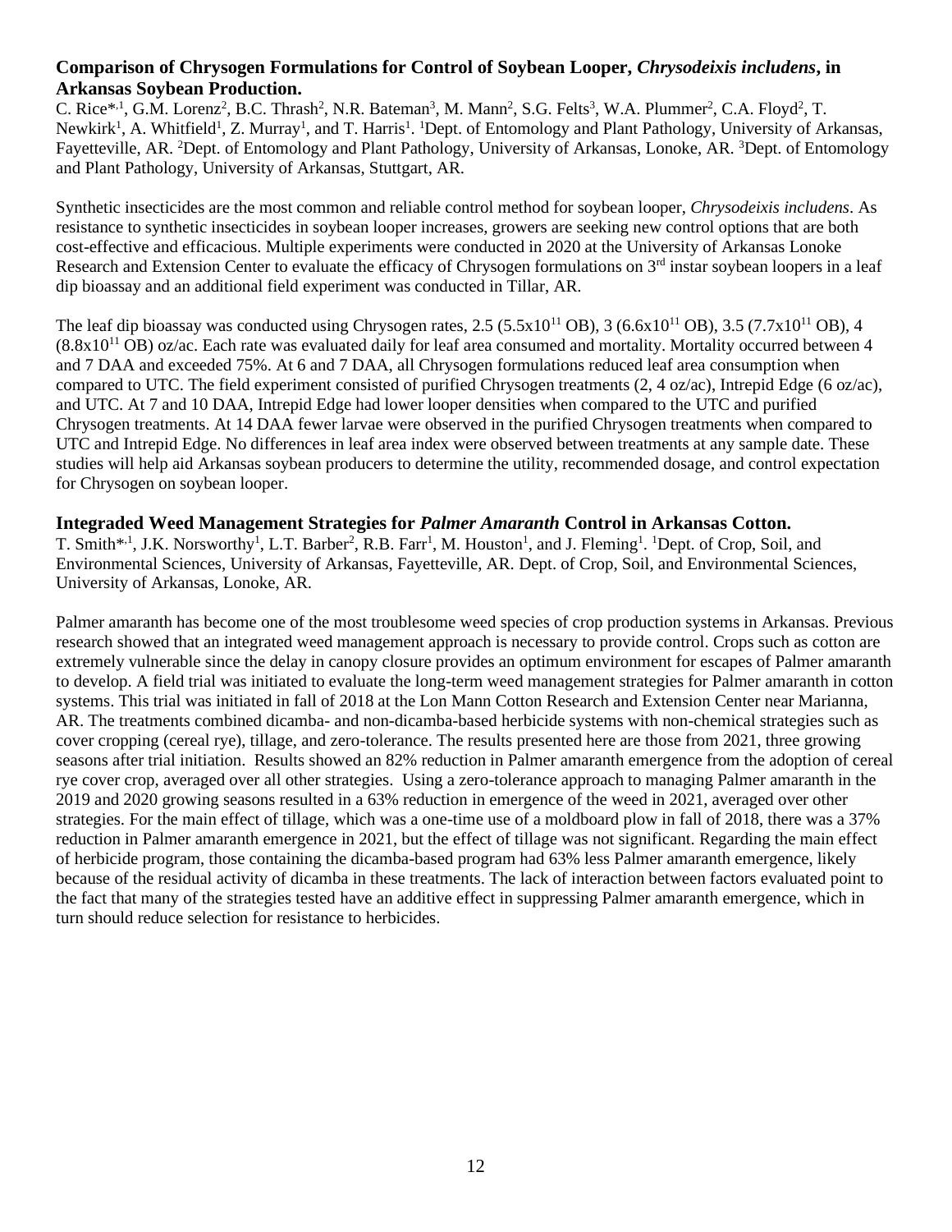### Comparison of Chrysogen Formulations for Control of Soybean Looper, *Chrysodeixis includens*, in Arkansas Soybean Production.

C. Rice*[,1], G.M. Lorenz[2], B.C. Thrash[2], N.R. Bateman[3], M. Mann[2], S.G. Felts[3], W.A. Plummer[2], C.A. Floyd[2], T. Newkirk[1], A. Whitfield[1], Z. Murray[1], and T. Harris[1]. [1]Dept. of Entomology and Plant Pathology, University of Arkansas, Fayetteville, AR. [2]Dept. of Entomology and Plant Pathology, University of Arkansas, Lonoke, AR. [3]Dept. of Entomology and Plant Pathology, University of Arkansas, Stuttgart, AR.

Synthetic insecticides are the most common and reliable control method for soybean looper, *Chrysodeixis includens*. As resistance to synthetic insecticides in soybean looper increases, growers are seeking new control options that are both cost-effective and efficacious. Multiple experiments were conducted in 2020 at the University of Arkansas Lonoke Research and Extension Center to evaluate the efficacy of Chrysogen formulations on 3[rd] instar soybean loopers in a leaf dip bioassay and an additional field experiment was conducted in Tillar, AR.

The leaf dip bioassay was conducted using Chrysogen rates, 2.5 ($5.5 \times 10^{11}$ OB), 3 ($6.6 \times 10^{11}$ OB), 3.5 ($7.7 \times 10^{11}$ OB), 4 ($8.8 \times 10^{11}$ OB) oz/ac. Each rate was evaluated daily for leaf area consumed and mortality. Mortality occurred between 4 and 7 DAA and exceeded 75%. At 6 and 7 DAA, all Chrysogen formulations reduced leaf area consumption when compared to UTC. The field experiment consisted of purified Chrysogen treatments (2, 4 oz/ac), Intrepid Edge (6 oz/ac), and UTC. At 7 and 10 DAA, Intrepid Edge had lower looper densities when compared to the UTC and purified Chrysogen treatments. At 14 DAA fewer larvae were observed in the purified Chrysogen treatments when compared to UTC and Intrepid Edge. No differences in leaf area index were observed between treatments at any sample date. These studies will help aid Arkansas soybean producers to determine the utility, recommended dosage, and control expectation for Chrysogen on soybean looper.

### Integraded Weed Management Strategies for *Palmer Amaranth* Control in Arkansas Cotton.

T. Smith*[,1], J.K. Norsworthy[1], L.T. Barber[2], R.B. Farr[1], M. Houston[1], and J. Fleming[1]. [1]Dept. of Crop, Soil, and Environmental Sciences, University of Arkansas, Fayetteville, AR. Dept. of Crop, Soil, and Environmental Sciences, University of Arkansas, Lonoke, AR.

Palmer amaranth has become one of the most troublesome weed species of crop production systems in Arkansas. Previous research showed that an integrated weed management approach is necessary to provide control. Crops such as cotton are extremely vulnerable since the delay in canopy closure provides an optimum environment for escapes of Palmer amaranth to develop. A field trial was initiated to evaluate the long-term weed management strategies for Palmer amaranth in cotton systems. This trial was initiated in fall of 2018 at the Lon Mann Cotton Research and Extension Center near Marianna, AR. The treatments combined dicamba- and non-dicamba-based herbicide systems with non-chemical strategies such as cover cropping (cereal rye), tillage, and zero-tolerance. The results presented here are those from 2021, three growing seasons after trial initiation. Results showed an 82% reduction in Palmer amaranth emergence from the adoption of cereal rye cover crop, averaged over all other strategies. Using a zero-tolerance approach to managing Palmer amaranth in the 2019 and 2020 growing seasons resulted in a 63% reduction in emergence of the weed in 2021, averaged over other strategies. For the main effect of tillage, which was a one-time use of a moldboard plow in fall of 2018, there was a 37% reduction in Palmer amaranth emergence in 2021, but the effect of tillage was not significant. Regarding the main effect of herbicide program, those containing the dicamba-based program had 63% less Palmer amaranth emergence, likely because of the residual activity of dicamba in these treatments. The lack of interaction between factors evaluated point to the fact that many of the strategies tested have an additive effect in suppressing Palmer amaranth emergence, which in turn should reduce selection for resistance to herbicides.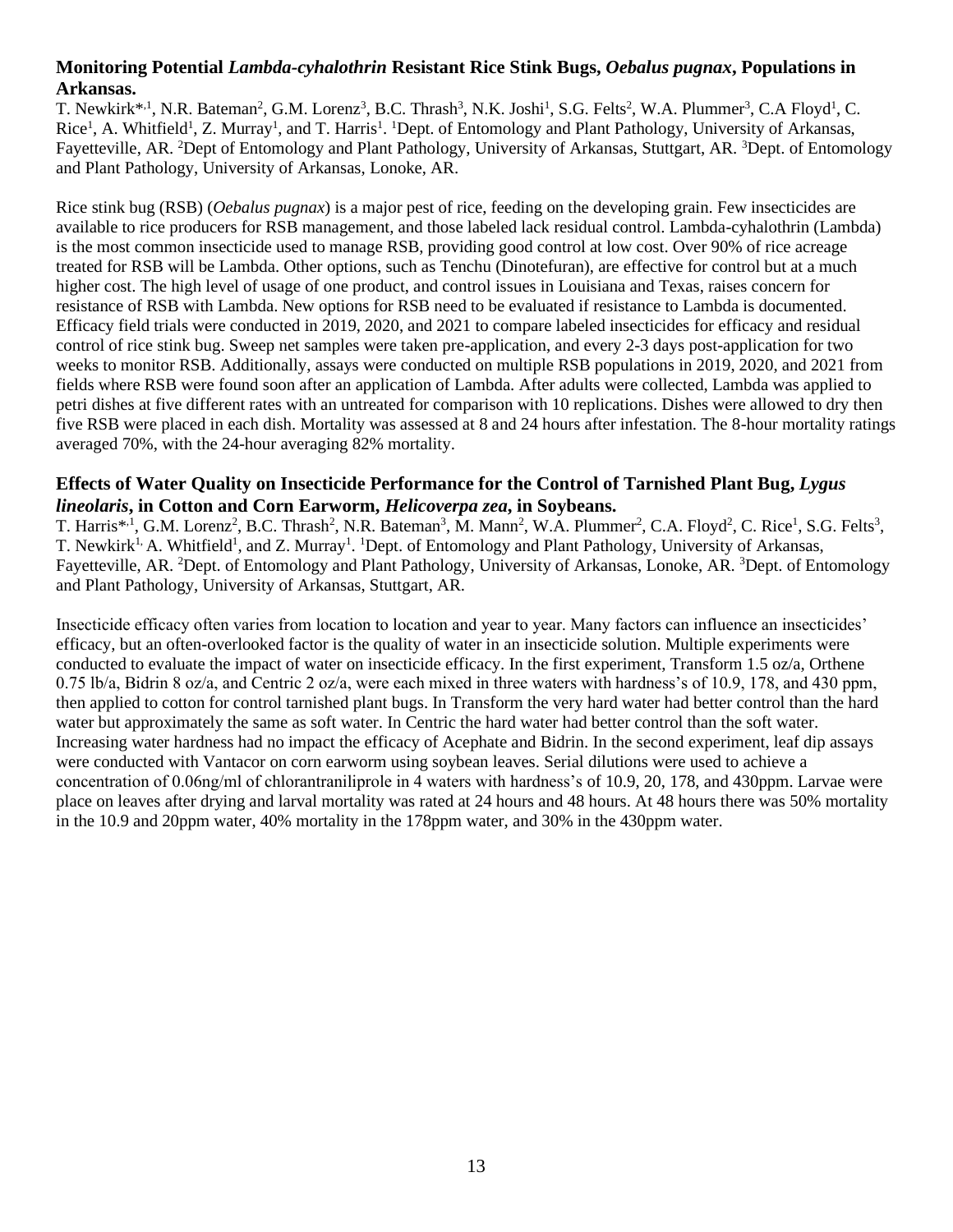### **Monitoring Potential *Lambda-cyhalothrin* Resistant Rice Stink Bugs, *Oebalus pugnax*, Populations in Arkansas.**

T. Newkirk*[,1], N.R. Bateman[2], G.M. Lorenz[3], B.C. Thrash[3], N.K. Joshi[1], S.G. Felts[2], W.A. Plummer[3], C.A Floyd[1], C. Rice[1], A. Whitfield[1], Z. Murray[1], and T. Harris[1]. [1]Dept. of Entomology and Plant Pathology, University of Arkansas, Fayetteville, AR. [2]Dept of Entomology and Plant Pathology, University of Arkansas, Stuttgart, AR. [3]Dept. of Entomology and Plant Pathology, University of Arkansas, Lonoke, AR.

Rice stink bug (RSB) (*Oebalus pugnax*) is a major pest of rice, feeding on the developing grain. Few insecticides are available to rice producers for RSB management, and those labeled lack residual control. Lambda-cyhalothrin (Lambda) is the most common insecticide used to manage RSB, providing good control at low cost. Over 90% of rice acreage treated for RSB will be Lambda. Other options, such as Tenchu (Dinotefuran), are effective for control but at a much higher cost. The high level of usage of one product, and control issues in Louisiana and Texas, raises concern for resistance of RSB with Lambda. New options for RSB need to be evaluated if resistance to Lambda is documented. Efficacy field trials were conducted in 2019, 2020, and 2021 to compare labeled insecticides for efficacy and residual control of rice stink bug. Sweep net samples were taken pre-application, and every 2-3 days post-application for two weeks to monitor RSB. Additionally, assays were conducted on multiple RSB populations in 2019, 2020, and 2021 from fields where RSB were found soon after an application of Lambda. After adults were collected, Lambda was applied to petri dishes at five different rates with an untreated for comparison with 10 replications. Dishes were allowed to dry then five RSB were placed in each dish. Mortality was assessed at 8 and 24 hours after infestation. The 8-hour mortality ratings averaged 70%, with the 24-hour averaging 82% mortality.

### **Effects of Water Quality on Insecticide Performance for the Control of Tarnished Plant Bug, *Lygus lineolaris*, in Cotton and Corn Earworm, *Helicoverpa zea*, in Soybeans.**

T. Harris*[,1], G.M. Lorenz[2], B.C. Thrash[2], N.R. Bateman[3], M. Mann[2], W.A. Plummer[2], C.A. Floyd[2], C. Rice[1], S.G. Felts[3], T. Newkirk[1,] A. Whitfield[1], and Z. Murray[1]. [1]Dept. of Entomology and Plant Pathology, University of Arkansas, Fayetteville, AR. [2]Dept. of Entomology and Plant Pathology, University of Arkansas, Lonoke, AR. [3]Dept. of Entomology and Plant Pathology, University of Arkansas, Stuttgart, AR.

Insecticide efficacy often varies from location to location and year to year. Many factors can influence an insecticides' efficacy, but an often-overlooked factor is the quality of water in an insecticide solution. Multiple experiments were conducted to evaluate the impact of water on insecticide efficacy. In the first experiment, Transform 1.5 oz/a, Orthene 0.75 lb/a, Bidrin 8 oz/a, and Centric 2 oz/a, were each mixed in three waters with hardness's of 10.9, 178, and 430 ppm, then applied to cotton for control tarnished plant bugs. In Transform the very hard water had better control than the hard water but approximately the same as soft water. In Centric the hard water had better control than the soft water. Increasing water hardness had no impact the efficacy of Acephate and Bidrin. In the second experiment, leaf dip assays were conducted with Vantacor on corn earworm using soybean leaves. Serial dilutions were used to achieve a concentration of 0.06ng/ml of chlorantraniliprole in 4 waters with hardness's of 10.9, 20, 178, and 430ppm. Larvae were place on leaves after drying and larval mortality was rated at 24 hours and 48 hours. At 48 hours there was 50% mortality in the 10.9 and 20ppm water, 40% mortality in the 178ppm water, and 30% in the 430ppm water.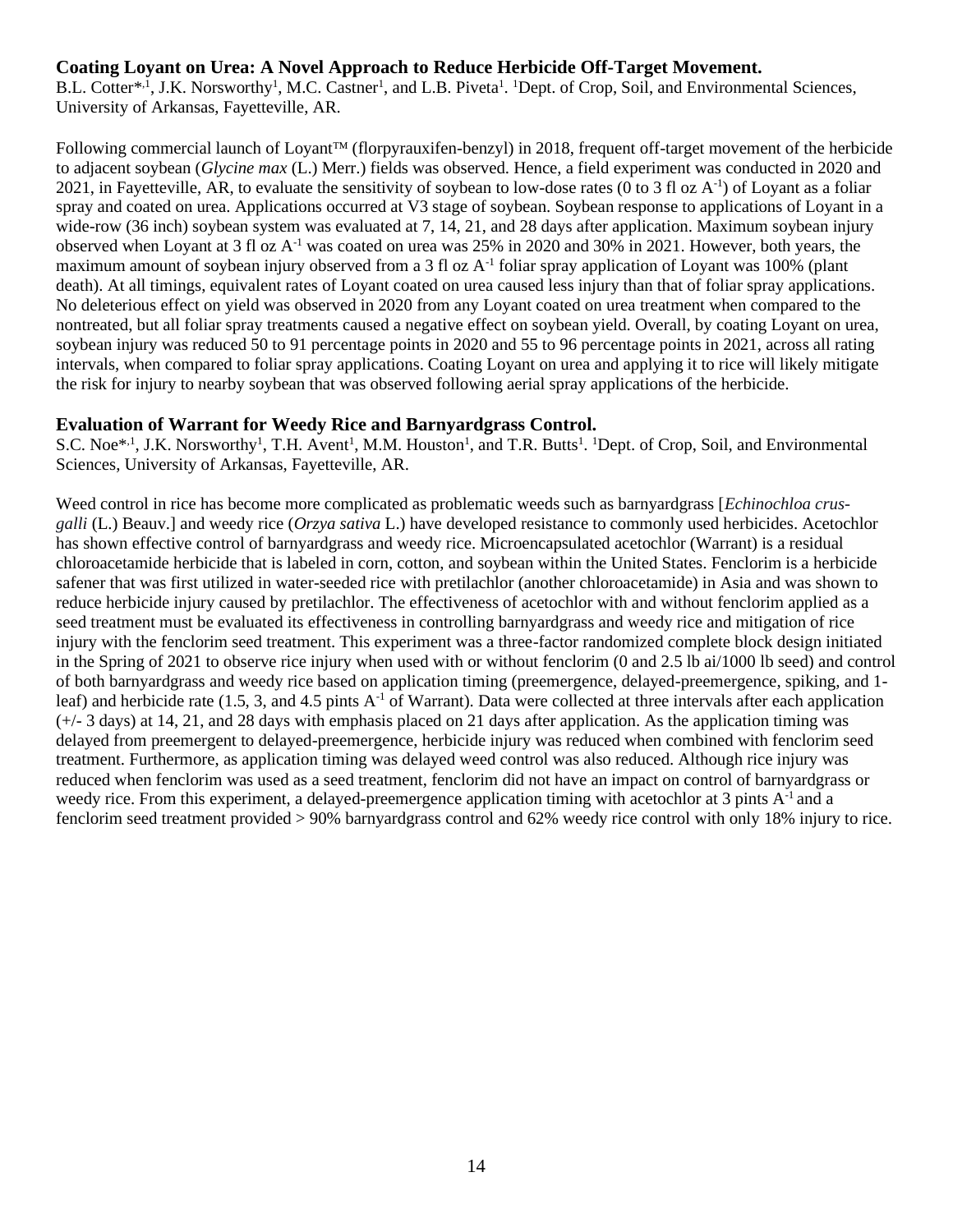### Coating Loyant on Urea: A Novel Approach to Reduce Herbicide Off-Target Movement.

B.L. Cotter*[,1], J.K. Norsworthy[1], M.C. Castner[1], and L.B. Piveta[1]. [1]Dept. of Crop, Soil, and Environmental Sciences, University of Arkansas, Fayetteville, AR.

Following commercial launch of Loyant™ (florpyrauxifen-benzyl) in 2018, frequent off-target movement of the herbicide to adjacent soybean (*Glycine max* (L.) Merr.) fields was observed. Hence, a field experiment was conducted in 2020 and 2021, in Fayetteville, AR, to evaluate the sensitivity of soybean to low-dose rates (0 to 3 fl oz $A^{-1}$) of Loyant as a foliar spray and coated on urea. Applications occurred at V3 stage of soybean. Soybean response to applications of Loyant in a wide-row (36 inch) soybean system was evaluated at 7, 14, 21, and 28 days after application. Maximum soybean injury observed when Loyant at 3 fl oz $A^{-1}$ was coated on urea was 25% in 2020 and 30% in 2021. However, both years, the maximum amount of soybean injury observed from a 3 fl oz $A^{-1}$ foliar spray application of Loyant was 100% (plant death). At all timings, equivalent rates of Loyant coated on urea caused less injury than that of foliar spray applications. No deleterious effect on yield was observed in 2020 from any Loyant coated on urea treatment when compared to the nontreated, but all foliar spray treatments caused a negative effect on soybean yield. Overall, by coating Loyant on urea, soybean injury was reduced 50 to 91 percentage points in 2020 and 55 to 96 percentage points in 2021, across all rating intervals, when compared to foliar spray applications. Coating Loyant on urea and applying it to rice will likely mitigate the risk for injury to nearby soybean that was observed following aerial spray applications of the herbicide.

### Evaluation of Warrant for Weedy Rice and Barnyardgrass Control.

S.C. Noe*[,1], J.K. Norsworthy[1], T.H. Avent[1], M.M. Houston[1], and T.R. Butts[1]. [1]Dept. of Crop, Soil, and Environmental Sciences, University of Arkansas, Fayetteville, AR.

Weed control in rice has become more complicated as problematic weeds such as barnyardgrass [*Echinochloa crus-galli* (L.) Beauv.] and weedy rice (*Orzya sativa* L.) have developed resistance to commonly used herbicides. Acetochlor has shown effective control of barnyardgrass and weedy rice. Microencapsulated acetochlor (Warrant) is a residual chloroacetamide herbicide that is labeled in corn, cotton, and soybean within the United States. Fenclorim is a herbicide safener that was first utilized in water-seeded rice with pretilachlor (another chloroacetamide) in Asia and was shown to reduce herbicide injury caused by pretilachlor. The effectiveness of acetochlor with and without fenclorim applied as a seed treatment must be evaluated its effectiveness in controlling barnyardgrass and weedy rice and mitigation of rice injury with the fenclorim seed treatment. This experiment was a three-factor randomized complete block design initiated in the Spring of 2021 to observe rice injury when used with or without fenclorim (0 and 2.5 lb ai/1000 lb seed) and control of both barnyardgrass and weedy rice based on application timing (preemergence, delayed-preemergence, spiking, and 1-leaf) and herbicide rate (1.5, 3, and 4.5 pints $A^{-1}$ of Warrant). Data were collected at three intervals after each application (+/- 3 days) at 14, 21, and 28 days with emphasis placed on 21 days after application. As the application timing was delayed from preemergent to delayed-preemergence, herbicide injury was reduced when combined with fenclorim seed treatment. Furthermore, as application timing was delayed weed control was also reduced. Although rice injury was reduced when fenclorim was used as a seed treatment, fenclorim did not have an impact on control of barnyardgrass or weedy rice. From this experiment, a delayed-preemergence application timing with acetochlor at 3 pints $A^{-1}$ and a fenclorim seed treatment provided > 90% barnyardgrass control and 62% weedy rice control with only 18% injury to rice.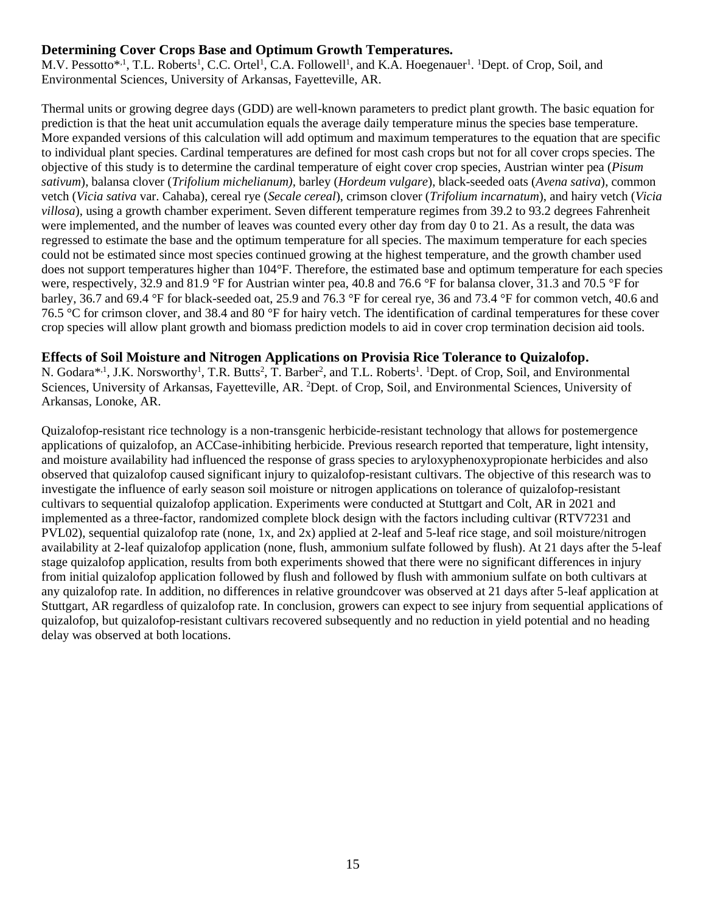### Determining Cover Crops Base and Optimum Growth Temperatures.

M.V. Pessotto*[,1], T.L. Roberts[1], C.C. Ortel[1], C.A. Followell[1], and K.A. Hoegenauer[1]. [1]Dept. of Crop, Soil, and Environmental Sciences, University of Arkansas, Fayetteville, AR.

Thermal units or growing degree days (GDD) are well-known parameters to predict plant growth. The basic equation for prediction is that the heat unit accumulation equals the average daily temperature minus the species base temperature. More expanded versions of this calculation will add optimum and maximum temperatures to the equation that are specific to individual plant species. Cardinal temperatures are defined for most cash crops but not for all cover crops species. The objective of this study is to determine the cardinal temperature of eight cover crop species, Austrian winter pea (*Pisum sativum*), balansa clover (*Trifolium michelianum),* barley (*Hordeum vulgare*), black-seeded oats (*Avena sativa*), common vetch (*Vicia sativa* var. Cahaba), cereal rye (*Secale cereal*), crimson clover (*Trifolium incarnatum*), and hairy vetch (*Vicia villosa*), using a growth chamber experiment. Seven different temperature regimes from 39.2 to 93.2 degrees Fahrenheit were implemented, and the number of leaves was counted every other day from day 0 to 21. As a result, the data was regressed to estimate the base and the optimum temperature for all species. The maximum temperature for each species could not be estimated since most species continued growing at the highest temperature, and the growth chamber used does not support temperatures higher than 104°F. Therefore, the estimated base and optimum temperature for each species were, respectively, 32.9 and 81.9 °F for Austrian winter pea, 40.8 and 76.6 °F for balansa clover, 31.3 and 70.5 °F for barley, 36.7 and 69.4 °F for black-seeded oat, 25.9 and 76.3 °F for cereal rye, 36 and 73.4 °F for common vetch, 40.6 and 76.5 °C for crimson clover, and 38.4 and 80 °F for hairy vetch. The identification of cardinal temperatures for these cover crop species will allow plant growth and biomass prediction models to aid in cover crop termination decision aid tools.

### Effects of Soil Moisture and Nitrogen Applications on Provisia Rice Tolerance to Quizalofop.

N. Godara*[,1], J.K. Norsworthy[1], T.R. Butts[2], T. Barber[2], and T.L. Roberts[1]. [1]Dept. of Crop, Soil, and Environmental Sciences, University of Arkansas, Fayetteville, AR. [2]Dept. of Crop, Soil, and Environmental Sciences, University of Arkansas, Lonoke, AR.

Quizalofop-resistant rice technology is a non-transgenic herbicide-resistant technology that allows for postemergence applications of quizalofop, an ACCase-inhibiting herbicide. Previous research reported that temperature, light intensity, and moisture availability had influenced the response of grass species to aryloxyphenoxypropionate herbicides and also observed that quizalofop caused significant injury to quizalofop-resistant cultivars. The objective of this research was to investigate the influence of early season soil moisture or nitrogen applications on tolerance of quizalofop-resistant cultivars to sequential quizalofop application. Experiments were conducted at Stuttgart and Colt, AR in 2021 and implemented as a three-factor, randomized complete block design with the factors including cultivar (RTV7231 and PVL02), sequential quizalofop rate (none, 1x, and 2x) applied at 2-leaf and 5-leaf rice stage, and soil moisture/nitrogen availability at 2-leaf quizalofop application (none, flush, ammonium sulfate followed by flush). At 21 days after the 5-leaf stage quizalofop application, results from both experiments showed that there were no significant differences in injury from initial quizalofop application followed by flush and followed by flush with ammonium sulfate on both cultivars at any quizalofop rate. In addition, no differences in relative groundcover was observed at 21 days after 5-leaf application at Stuttgart, AR regardless of quizalofop rate. In conclusion, growers can expect to see injury from sequential applications of quizalofop, but quizalofop-resistant cultivars recovered subsequently and no reduction in yield potential and no heading delay was observed at both locations.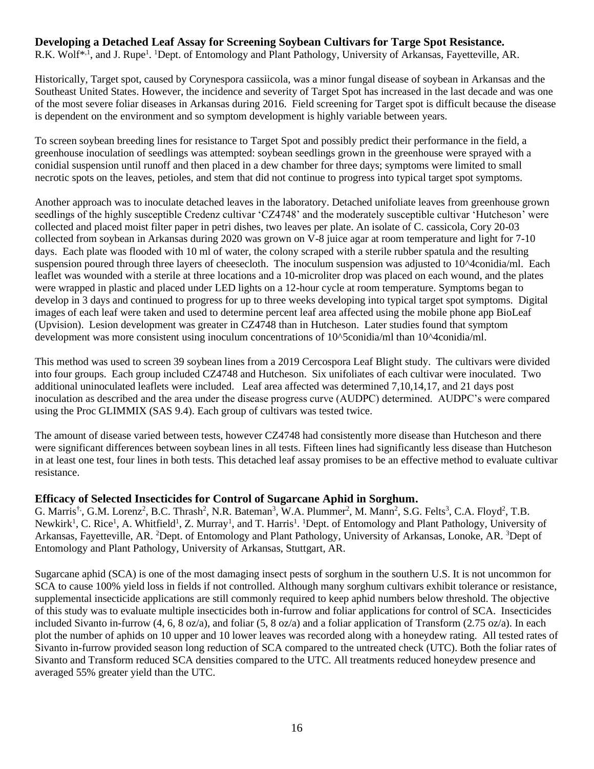### Developing a Detached Leaf Assay for Screening Soybean Cultivars for Targe Spot Resistance.

R.K. Wolf*[,1], and J. Rupe[1]. [1]Dept. of Entomology and Plant Pathology, University of Arkansas, Fayetteville, AR.

Historically, Target spot, caused by Corynespora cassiicola, was a minor fungal disease of soybean in Arkansas and the Southeast United States. However, the incidence and severity of Target Spot has increased in the last decade and was one of the most severe foliar diseases in Arkansas during 2016. Field screening for Target spot is difficult because the disease is dependent on the environment and so symptom development is highly variable between years.

To screen soybean breeding lines for resistance to Target Spot and possibly predict their performance in the field, a greenhouse inoculation of seedlings was attempted: soybean seedlings grown in the greenhouse were sprayed with a conidial suspension until runoff and then placed in a dew chamber for three days; symptoms were limited to small necrotic spots on the leaves, petioles, and stem that did not continue to progress into typical target spot symptoms.

Another approach was to inoculate detached leaves in the laboratory. Detached unifoliate leaves from greenhouse grown seedlings of the highly susceptible Credenz cultivar 'CZ4748' and the moderately susceptible cultivar 'Hutcheson' were collected and placed moist filter paper in petri dishes, two leaves per plate. An isolate of C. cassicola, Cory 20-03 collected from soybean in Arkansas during 2020 was grown on V-8 juice agar at room temperature and light for 7-10 days. Each plate was flooded with 10 ml of water, the colony scraped with a sterile rubber spatula and the resulting suspension poured through three layers of cheesecloth. The inoculum suspension was adjusted to 10^4conidia/ml. Each leaflet was wounded with a sterile at three locations and a 10-microliter drop was placed on each wound, and the plates were wrapped in plastic and placed under LED lights on a 12-hour cycle at room temperature. Symptoms began to develop in 3 days and continued to progress for up to three weeks developing into typical target spot symptoms. Digital images of each leaf were taken and used to determine percent leaf area affected using the mobile phone app BioLeaf (Upvision). Lesion development was greater in CZ4748 than in Hutcheson. Later studies found that symptom development was more consistent using inoculum concentrations of 10^5conidia/ml than 10^4conidia/ml.

This method was used to screen 39 soybean lines from a 2019 Cercospora Leaf Blight study. The cultivars were divided into four groups. Each group included CZ4748 and Hutcheson. Six unifoliates of each cultivar were inoculated. Two additional uninoculated leaflets were included. Leaf area affected was determined 7,10,14,17, and 21 days post inoculation as described and the area under the disease progress curve (AUDPC) determined. AUDPC's were compared using the Proc GLIMMIX (SAS 9.4). Each group of cultivars was tested twice.

The amount of disease varied between tests, however CZ4748 had consistently more disease than Hutcheson and there were significant differences between soybean lines in all tests. Fifteen lines had significantly less disease than Hutcheson in at least one test, four lines in both tests. This detached leaf assay promises to be an effective method to evaluate cultivar resistance.

### Efficacy of Selected Insecticides for Control of Sugarcane Aphid in Sorghum.

G. Marris[†,], G.M. Lorenz[2], B.C. Thrash[2], N.R. Bateman[3], W.A. Plummer[2], M. Mann[2], S.G. Felts[3], C.A. Floyd[2], T.B. Newkirk[1], C. Rice[1], A. Whitfield[1], Z. Murray[1], and T. Harris[1]. [1]Dept. of Entomology and Plant Pathology, University of Arkansas, Fayetteville, AR. [2]Dept. of Entomology and Plant Pathology, University of Arkansas, Lonoke, AR. [3]Dept of Entomology and Plant Pathology, University of Arkansas, Stuttgart, AR.

Sugarcane aphid (SCA) is one of the most damaging insect pests of sorghum in the southern U.S. It is not uncommon for SCA to cause 100% yield loss in fields if not controlled. Although many sorghum cultivars exhibit tolerance or resistance, supplemental insecticide applications are still commonly required to keep aphid numbers below threshold. The objective of this study was to evaluate multiple insecticides both in-furrow and foliar applications for control of SCA. Insecticides included Sivanto in-furrow (4, 6, 8 oz/a), and foliar (5, 8 oz/a) and a foliar application of Transform (2.75 oz/a). In each plot the number of aphids on 10 upper and 10 lower leaves was recorded along with a honeydew rating. All tested rates of Sivanto in-furrow provided season long reduction of SCA compared to the untreated check (UTC). Both the foliar rates of Sivanto and Transform reduced SCA densities compared to the UTC. All treatments reduced honeydew presence and averaged 55% greater yield than the UTC.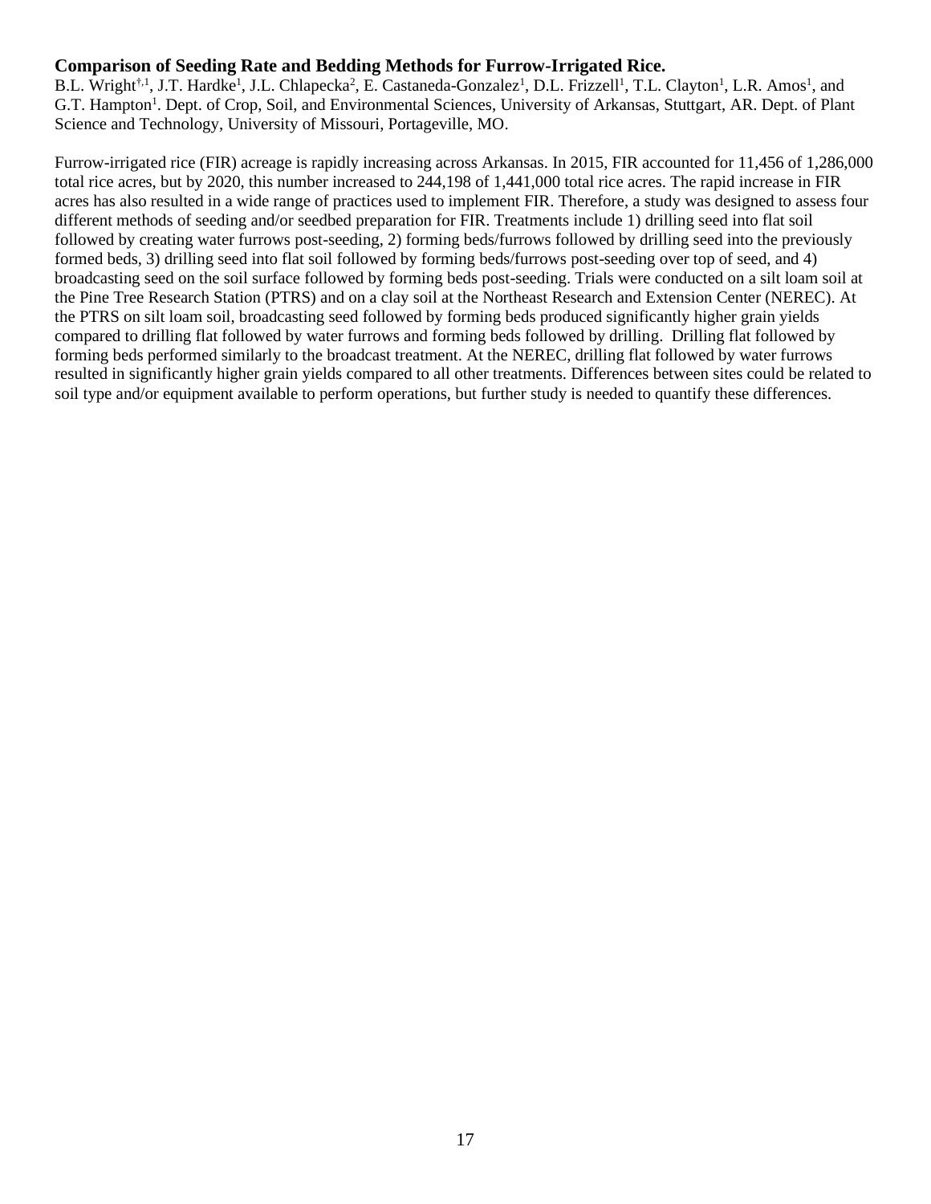**Comparison of Seeding Rate and Bedding Methods for Furrow-Irrigated Rice.**

B.L. Wright[†,1], J.T. Hardke[1], J.L. Chlapecka[2], E. Castaneda-Gonzalez[1], D.L. Frizzell[1], T.L. Clayton[1], L.R. Amos[1], and G.T. Hampton[1]. Dept. of Crop, Soil, and Environmental Sciences, University of Arkansas, Stuttgart, AR. Dept. of Plant Science and Technology, University of Missouri, Portageville, MO.

Furrow-irrigated rice (FIR) acreage is rapidly increasing across Arkansas. In 2015, FIR accounted for 11,456 of 1,286,000 total rice acres, but by 2020, this number increased to 244,198 of 1,441,000 total rice acres. The rapid increase in FIR acres has also resulted in a wide range of practices used to implement FIR. Therefore, a study was designed to assess four different methods of seeding and/or seedbed preparation for FIR. Treatments include 1) drilling seed into flat soil followed by creating water furrows post-seeding, 2) forming beds/furrows followed by drilling seed into the previously formed beds, 3) drilling seed into flat soil followed by forming beds/furrows post-seeding over top of seed, and 4) broadcasting seed on the soil surface followed by forming beds post-seeding. Trials were conducted on a silt loam soil at the Pine Tree Research Station (PTRS) and on a clay soil at the Northeast Research and Extension Center (NEREC). At the PTRS on silt loam soil, broadcasting seed followed by forming beds produced significantly higher grain yields compared to drilling flat followed by water furrows and forming beds followed by drilling. Drilling flat followed by forming beds performed similarly to the broadcast treatment. At the NEREC, drilling flat followed by water furrows resulted in significantly higher grain yields compared to all other treatments. Differences between sites could be related to soil type and/or equipment available to perform operations, but further study is needed to quantify these differences.